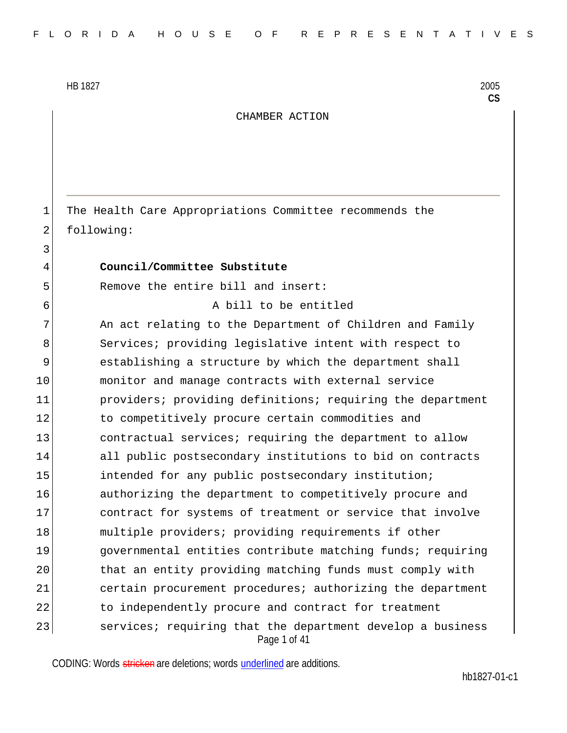HB 1827 2005
**CS**

CHAMBER ACTION

The Health Care Appropriations Committee recommends the following:

**Council/Committee Substitute**

Remove the entire bill and insert:

A bill to be entitled

An act relating to the Department of Children and Family Services; providing legislative intent with respect to establishing a structure by which the department shall monitor and manage contracts with external service providers; providing definitions; requiring the department to competitively procure certain commodities and contractual services; requiring the department to allow all public postsecondary institutions to bid on contracts intended for any public postsecondary institution; authorizing the department to competitively procure and contract for systems of treatment or service that involve multiple providers; providing requirements if other governmental entities contribute matching funds; requiring that an entity providing matching funds must comply with certain procurement procedures; authorizing the department to independently procure and contract for treatment services; requiring that the department develop a business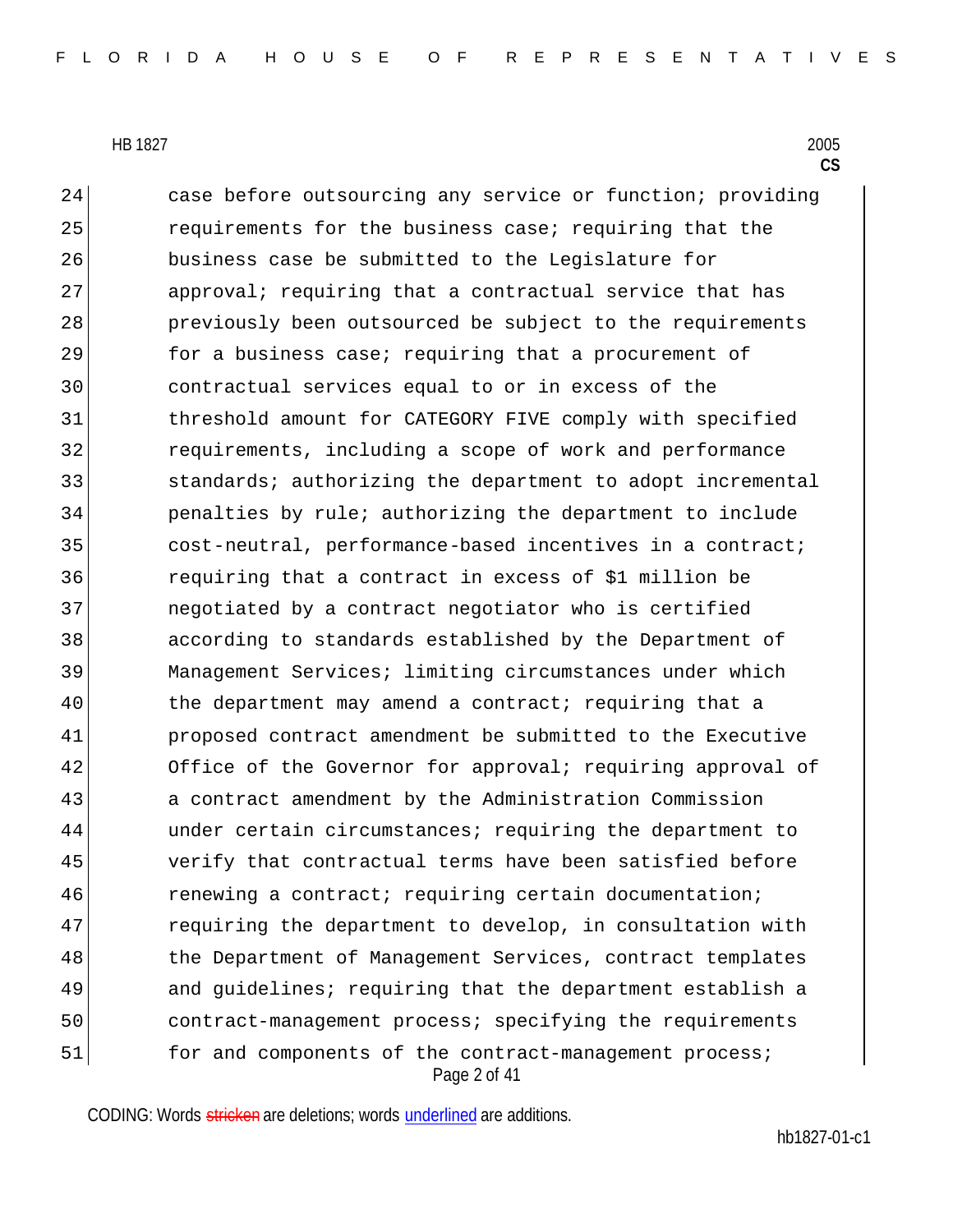case before outsourcing any service or function; providing requirements for the business case; requiring that the business case be submitted to the Legislature for approval; requiring that a contractual service that has previously been outsourced be subject to the requirements for a business case; requiring that a procurement of contractual services equal to or in excess of the threshold amount for CATEGORY FIVE comply with specified requirements, including a scope of work and performance standards; authorizing the department to adopt incremental penalties by rule; authorizing the department to include cost-neutral, performance-based incentives in a contract; requiring that a contract in excess of $1 million be negotiated by a contract negotiator who is certified according to standards established by the Department of Management Services; limiting circumstances under which the department may amend a contract; requiring that a proposed contract amendment be submitted to the Executive Office of the Governor for approval; requiring approval of a contract amendment by the Administration Commission under certain circumstances; requiring the department to verify that contractual terms have been satisfied before renewing a contract; requiring certain documentation; requiring the department to develop, in consultation with the Department of Management Services, contract templates and guidelines; requiring that the department establish a contract-management process; specifying the requirements for and components of the contract-management process;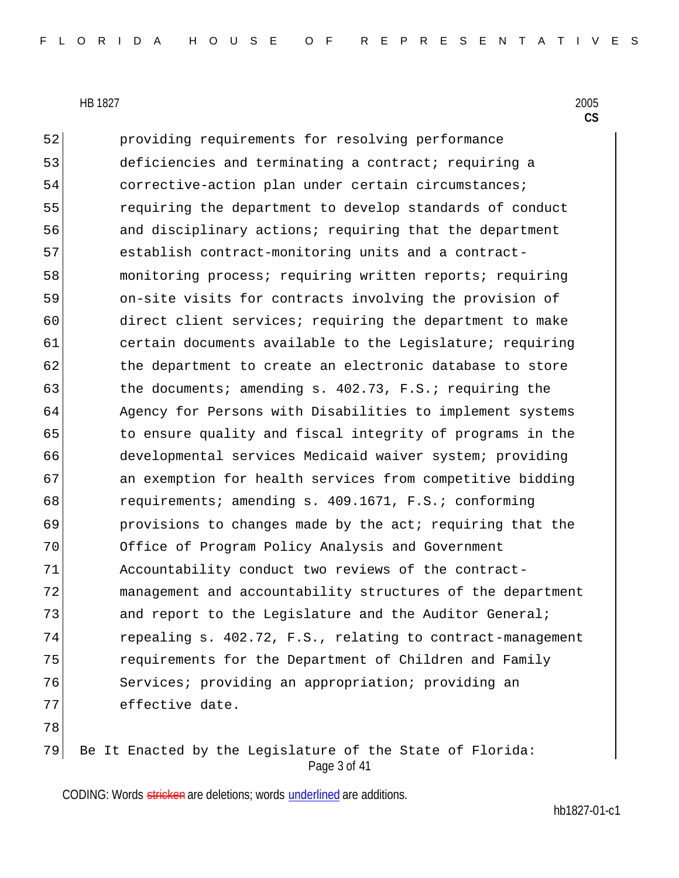providing requirements for resolving performance deficiencies and terminating a contract; requiring a corrective-action plan under certain circumstances; requiring the department to develop standards of conduct and disciplinary actions; requiring that the department establish contract-monitoring units and a contract-monitoring process; requiring written reports; requiring on-site visits for contracts involving the provision of direct client services; requiring the department to make certain documents available to the Legislature; requiring the department to create an electronic database to store the documents; amending s. 402.73, F.S.; requiring the Agency for Persons with Disabilities to implement systems to ensure quality and fiscal integrity of programs in the developmental services Medicaid waiver system; providing an exemption for health services from competitive bidding requirements; amending s. 409.1671, F.S.; conforming provisions to changes made by the act; requiring that the Office of Program Policy Analysis and Government Accountability conduct two reviews of the contract-management and accountability structures of the department and report to the Legislature and the Auditor General; repealing s. 402.72, F.S., relating to contract-management requirements for the Department of Children and Family Services; providing an appropriation; providing an effective date.

Be It Enacted by the Legislature of the State of Florida: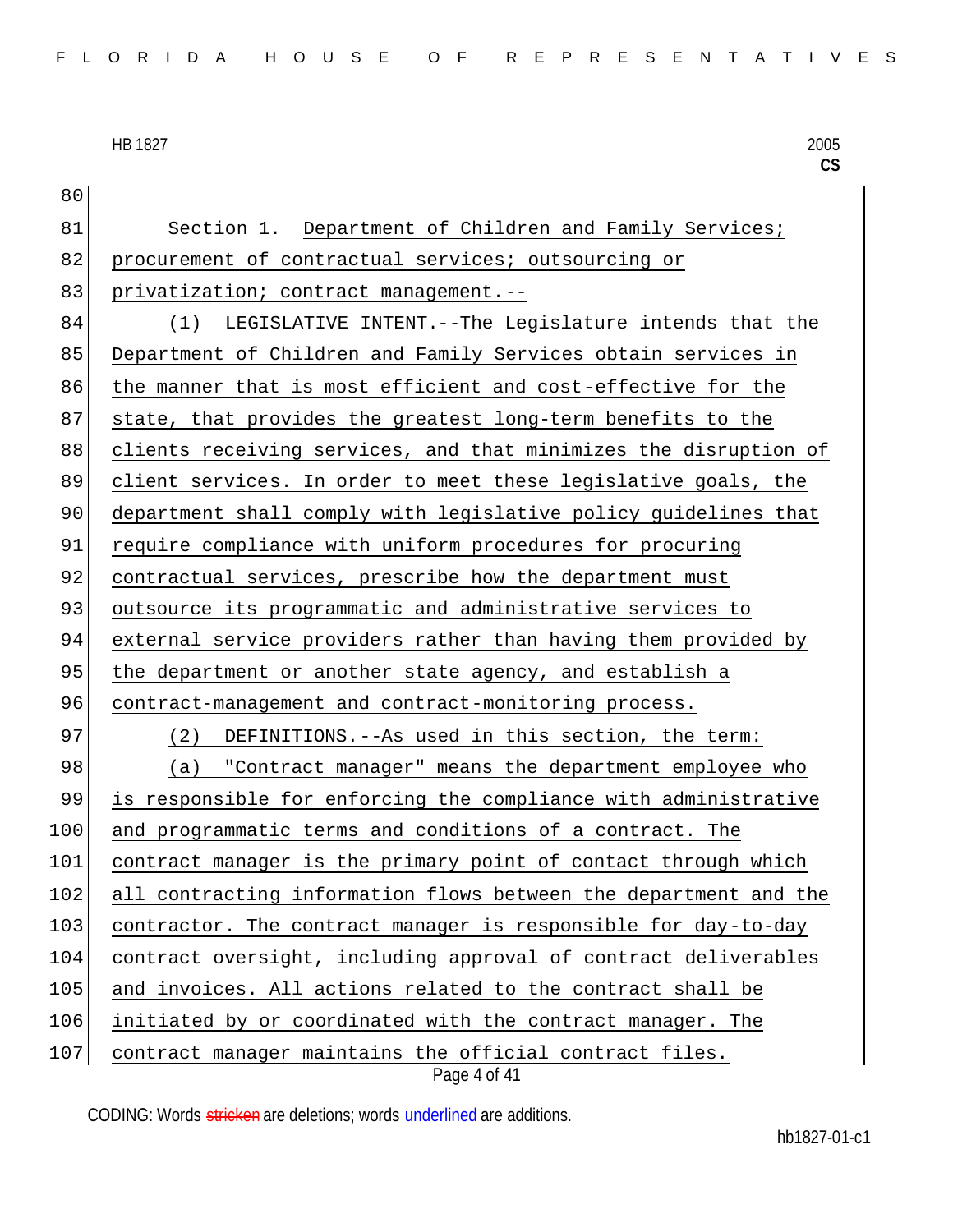Section 1. Department of Children and Family Services; procurement of contractual services; outsourcing or privatization; contract management.--

(1) LEGISLATIVE INTENT.--The Legislature intends that the Department of Children and Family Services obtain services in the manner that is most efficient and cost-effective for the state, that provides the greatest long-term benefits to the clients receiving services, and that minimizes the disruption of client services. In order to meet these legislative goals, the department shall comply with legislative policy guidelines that require compliance with uniform procedures for procuring contractual services, prescribe how the department must outsource its programmatic and administrative services to external service providers rather than having them provided by the department or another state agency, and establish a contract-management and contract-monitoring process.

(2) DEFINITIONS.--As used in this section, the term:

(a) "Contract manager" means the department employee who is responsible for enforcing the compliance with administrative and programmatic terms and conditions of a contract. The contract manager is the primary point of contact through which all contracting information flows between the department and the contractor. The contract manager is responsible for day-to-day contract oversight, including approval of contract deliverables and invoices. All actions related to the contract shall be initiated by or coordinated with the contract manager. The contract manager maintains the official contract files.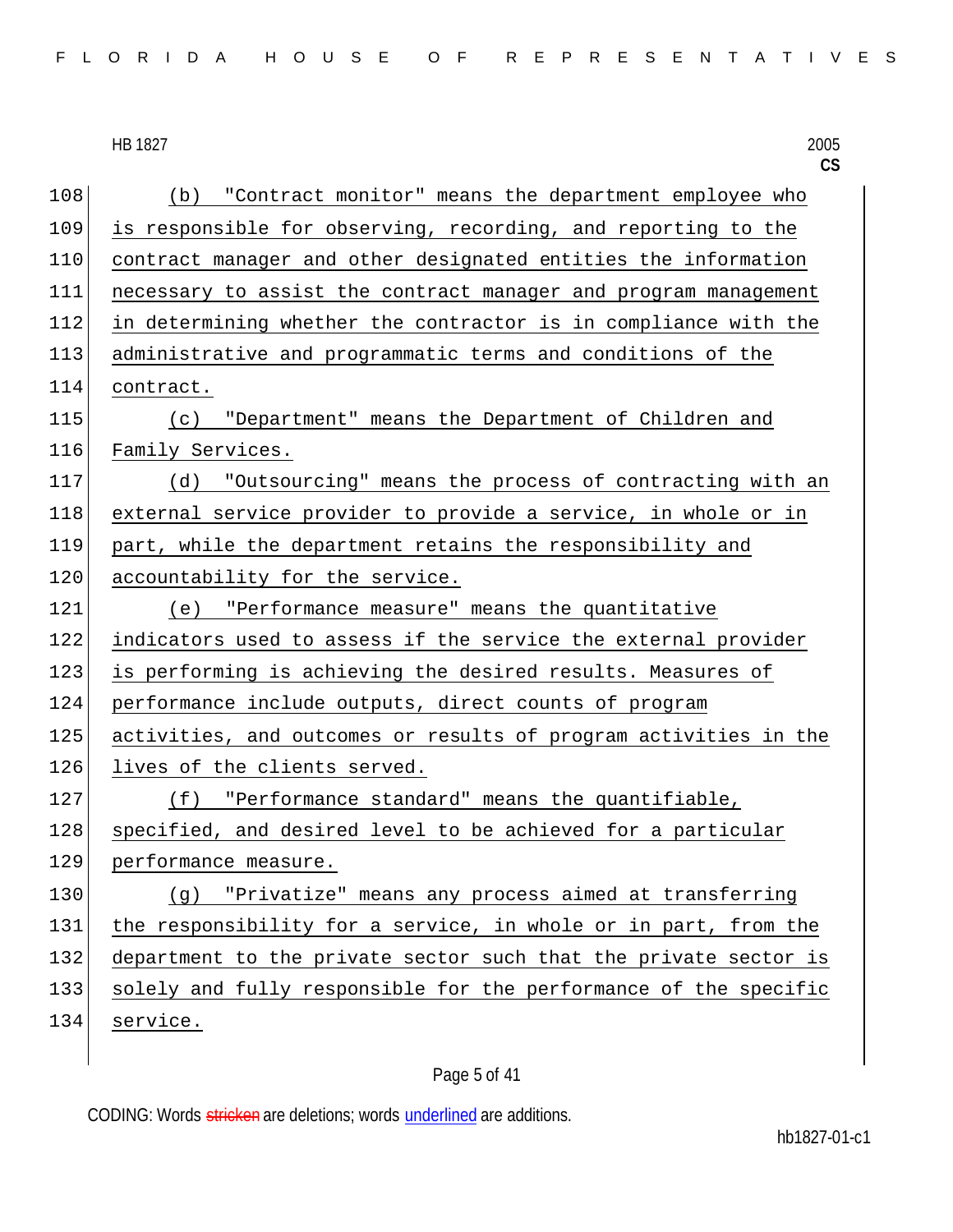(b) "Contract monitor" means the department employee who is responsible for observing, recording, and reporting to the contract manager and other designated entities the information necessary to assist the contract manager and program management in determining whether the contractor is in compliance with the administrative and programmatic terms and conditions of the contract.

(c) "Department" means the Department of Children and Family Services.

(d) "Outsourcing" means the process of contracting with an external service provider to provide a service, in whole or in part, while the department retains the responsibility and accountability for the service.

(e) "Performance measure" means the quantitative indicators used to assess if the service the external provider is performing is achieving the desired results. Measures of performance include outputs, direct counts of program activities, and outcomes or results of program activities in the lives of the clients served.

(f) "Performance standard" means the quantifiable, specified, and desired level to be achieved for a particular performance measure.

(g) "Privatize" means any process aimed at transferring the responsibility for a service, in whole or in part, from the department to the private sector such that the private sector is solely and fully responsible for the performance of the specific service.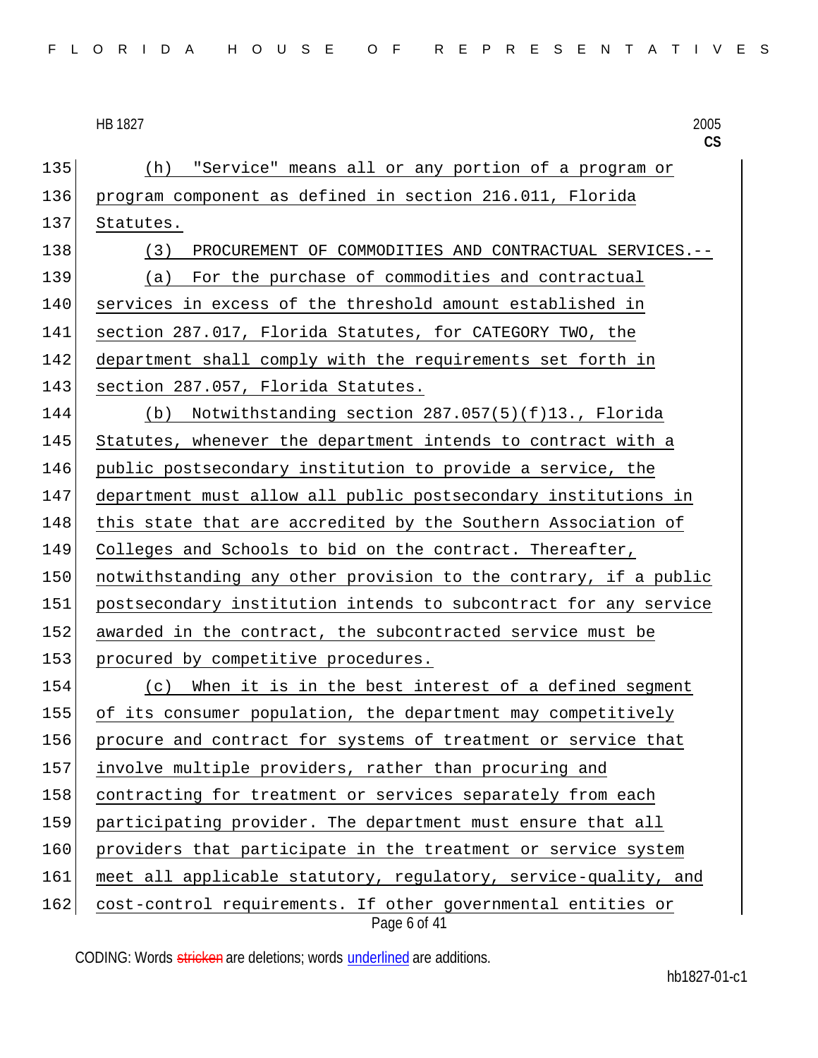(h) "Service" means all or any portion of a program or program component as defined in section 216.011, Florida Statutes.

(3) PROCUREMENT OF COMMODITIES AND CONTRACTUAL SERVICES.--

(a) For the purchase of commodities and contractual services in excess of the threshold amount established in section 287.017, Florida Statutes, for CATEGORY TWO, the department shall comply with the requirements set forth in section 287.057, Florida Statutes.

(b) Notwithstanding section 287.057(5)(f)13., Florida Statutes, whenever the department intends to contract with a public postsecondary institution to provide a service, the department must allow all public postsecondary institutions in this state that are accredited by the Southern Association of Colleges and Schools to bid on the contract. Thereafter, notwithstanding any other provision to the contrary, if a public postsecondary institution intends to subcontract for any service awarded in the contract, the subcontracted service must be procured by competitive procedures.

(c) When it is in the best interest of a defined segment of its consumer population, the department may competitively procure and contract for systems of treatment or service that involve multiple providers, rather than procuring and contracting for treatment or services separately from each participating provider. The department must ensure that all providers that participate in the treatment or service system meet all applicable statutory, regulatory, service-quality, and cost-control requirements. If other governmental entities or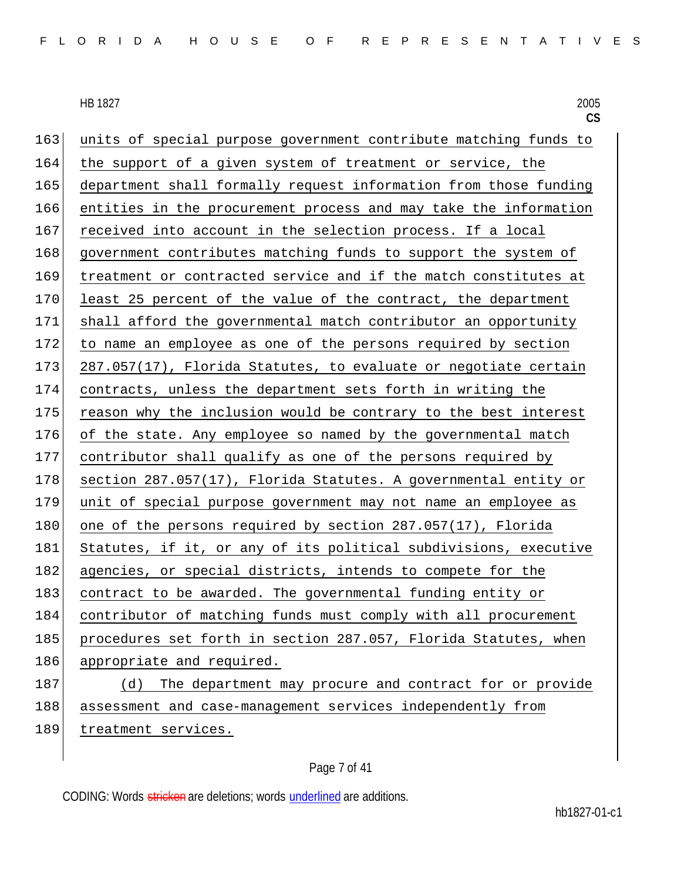units of special purpose government contribute matching funds to the support of a given system of treatment or service, the department shall formally request information from those funding entities in the procurement process and may take the information received into account in the selection process. If a local government contributes matching funds to support the system of treatment or contracted service and if the match constitutes at least 25 percent of the value of the contract, the department shall afford the governmental match contributor an opportunity to name an employee as one of the persons required by section 287.057(17), Florida Statutes, to evaluate or negotiate certain contracts, unless the department sets forth in writing the reason why the inclusion would be contrary to the best interest of the state. Any employee so named by the governmental match contributor shall qualify as one of the persons required by section 287.057(17), Florida Statutes. A governmental entity or unit of special purpose government may not name an employee as one of the persons required by section 287.057(17), Florida Statutes, if it, or any of its political subdivisions, executive agencies, or special districts, intends to compete for the contract to be awarded. The governmental funding entity or contributor of matching funds must comply with all procurement procedures set forth in section 287.057, Florida Statutes, when appropriate and required.

(d) The department may procure and contract for or provide assessment and case-management services independently from treatment services.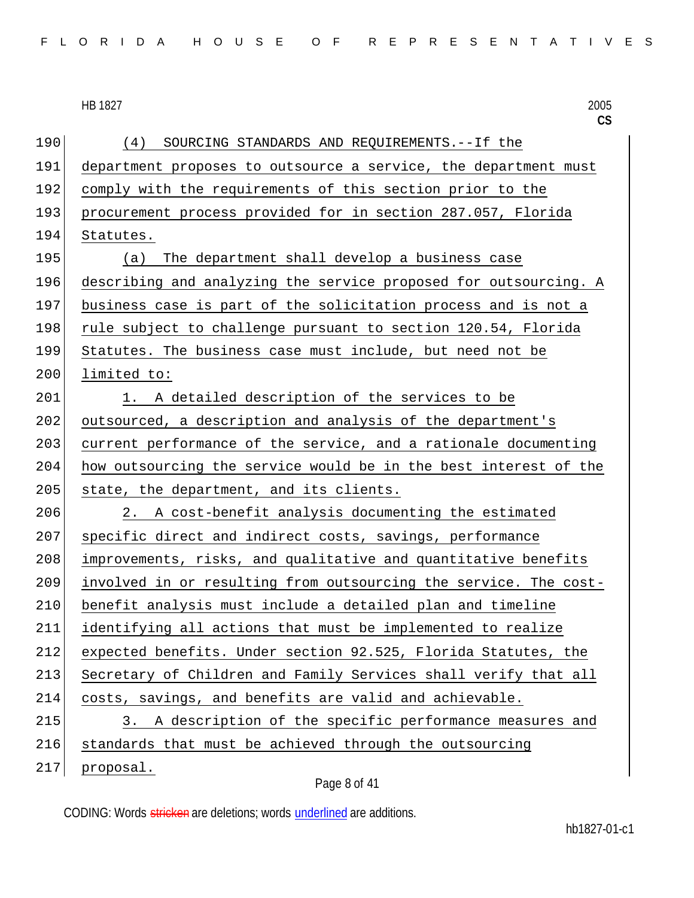(4) SOURCING STANDARDS AND REQUIREMENTS.--If the department proposes to outsource a service, the department must comply with the requirements of this section prior to the procurement process provided for in section 287.057, Florida Statutes.

(a) The department shall develop a business case describing and analyzing the service proposed for outsourcing. A business case is part of the solicitation process and is not a rule subject to challenge pursuant to section 120.54, Florida Statutes. The business case must include, but need not be limited to:

1. A detailed description of the services to be outsourced, a description and analysis of the department's current performance of the service, and a rationale documenting how outsourcing the service would be in the best interest of the state, the department, and its clients.

2. A cost-benefit analysis documenting the estimated specific direct and indirect costs, savings, performance improvements, risks, and qualitative and quantitative benefits involved in or resulting from outsourcing the service. The cost-benefit analysis must include a detailed plan and timeline identifying all actions that must be implemented to realize expected benefits. Under section 92.525, Florida Statutes, the Secretary of Children and Family Services shall verify that all costs, savings, and benefits are valid and achievable.

3. A description of the specific performance measures and standards that must be achieved through the outsourcing proposal.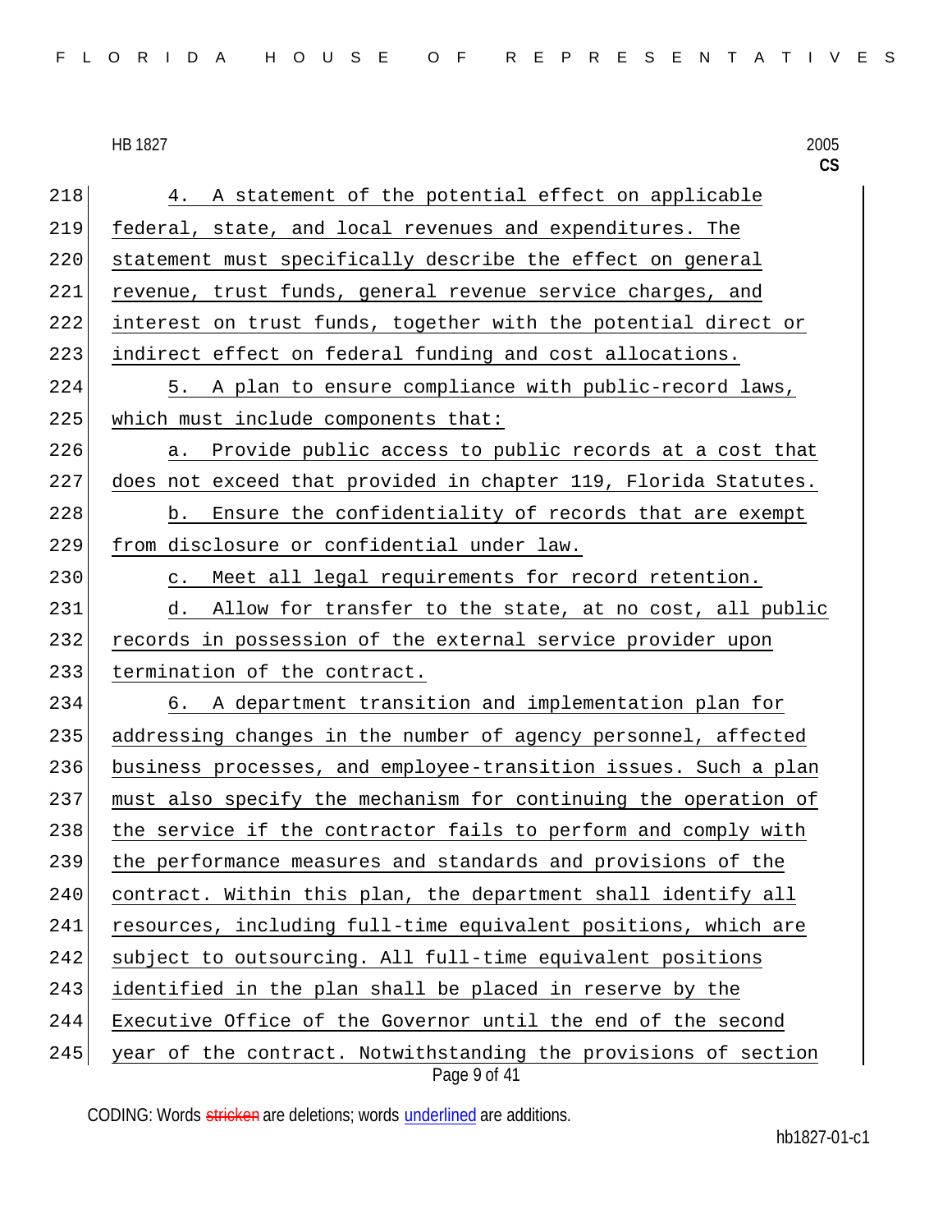4. A statement of the potential effect on applicable federal, state, and local revenues and expenditures. The statement must specifically describe the effect on general revenue, trust funds, general revenue service charges, and interest on trust funds, together with the potential direct or indirect effect on federal funding and cost allocations.

5. A plan to ensure compliance with public-record laws, which must include components that:

a. Provide public access to public records at a cost that does not exceed that provided in chapter 119, Florida Statutes.

b. Ensure the confidentiality of records that are exempt from disclosure or confidential under law.

c. Meet all legal requirements for record retention.

d. Allow for transfer to the state, at no cost, all public records in possession of the external service provider upon termination of the contract.

6. A department transition and implementation plan for addressing changes in the number of agency personnel, affected business processes, and employee-transition issues. Such a plan must also specify the mechanism for continuing the operation of the service if the contractor fails to perform and comply with the performance measures and standards and provisions of the contract. Within this plan, the department shall identify all resources, including full-time equivalent positions, which are subject to outsourcing. All full-time equivalent positions identified in the plan shall be placed in reserve by the Executive Office of the Governor until the end of the second year of the contract. Notwithstanding the provisions of section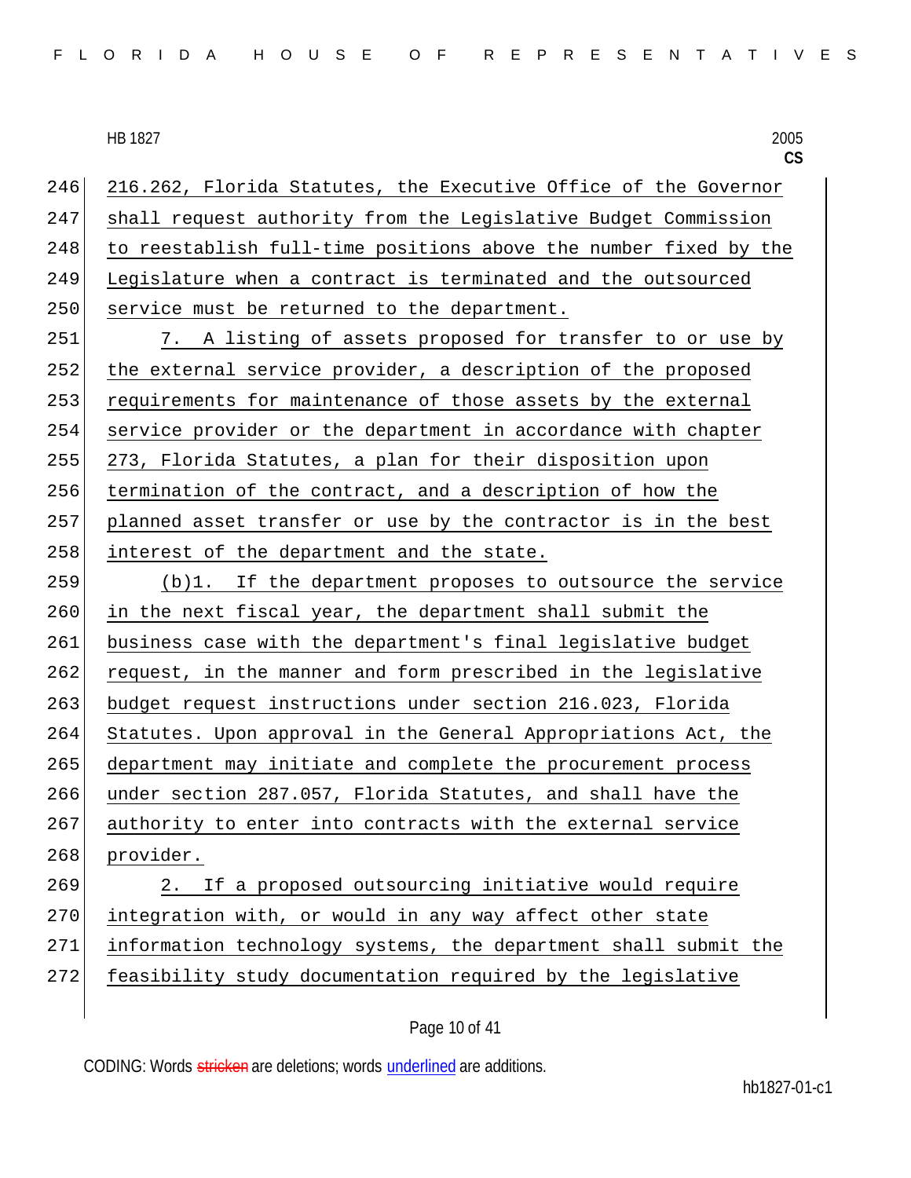216.262, Florida Statutes, the Executive Office of the Governor shall request authority from the Legislative Budget Commission to reestablish full-time positions above the number fixed by the Legislature when a contract is terminated and the outsourced service must be returned to the department.

7. A listing of assets proposed for transfer to or use by the external service provider, a description of the proposed requirements for maintenance of those assets by the external service provider or the department in accordance with chapter 273, Florida Statutes, a plan for their disposition upon termination of the contract, and a description of how the planned asset transfer or use by the contractor is in the best interest of the department and the state.

(b)1. If the department proposes to outsource the service in the next fiscal year, the department shall submit the business case with the department's final legislative budget request, in the manner and form prescribed in the legislative budget request instructions under section 216.023, Florida Statutes. Upon approval in the General Appropriations Act, the department may initiate and complete the procurement process under section 287.057, Florida Statutes, and shall have the authority to enter into contracts with the external service provider.

2. If a proposed outsourcing initiative would require integration with, or would in any way affect other state information technology systems, the department shall submit the feasibility study documentation required by the legislative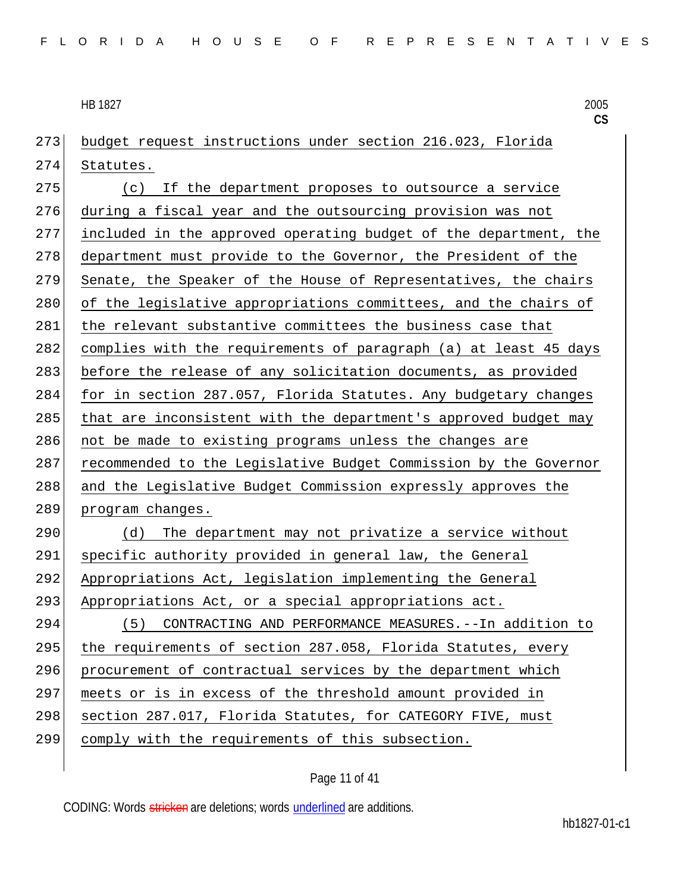budget request instructions under section 216.023, Florida Statutes.

(c) If the department proposes to outsource a service during a fiscal year and the outsourcing provision was not included in the approved operating budget of the department, the department must provide to the Governor, the President of the Senate, the Speaker of the House of Representatives, the chairs of the legislative appropriations committees, and the chairs of the relevant substantive committees the business case that complies with the requirements of paragraph (a) at least 45 days before the release of any solicitation documents, as provided for in section 287.057, Florida Statutes. Any budgetary changes that are inconsistent with the department's approved budget may not be made to existing programs unless the changes are recommended to the Legislative Budget Commission by the Governor and the Legislative Budget Commission expressly approves the program changes.

(d) The department may not privatize a service without specific authority provided in general law, the General Appropriations Act, legislation implementing the General Appropriations Act, or a special appropriations act.

(5) CONTRACTING AND PERFORMANCE MEASURES.--In addition to the requirements of section 287.058, Florida Statutes, every procurement of contractual services by the department which meets or is in excess of the threshold amount provided in section 287.017, Florida Statutes, for CATEGORY FIVE, must comply with the requirements of this subsection.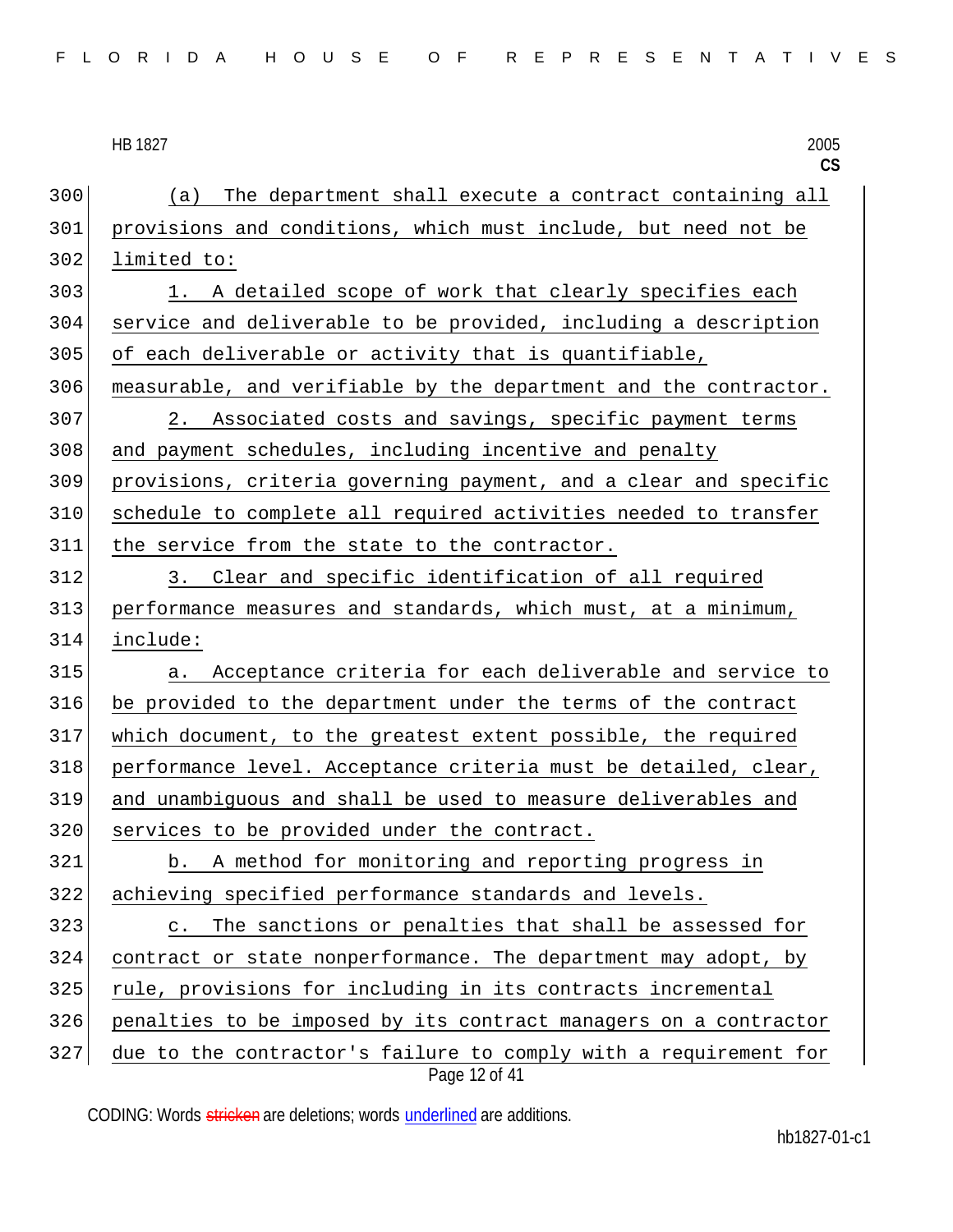(a) The department shall execute a contract containing all provisions and conditions, which must include, but need not be limited to:

1. A detailed scope of work that clearly specifies each service and deliverable to be provided, including a description of each deliverable or activity that is quantifiable, measurable, and verifiable by the department and the contractor.

2. Associated costs and savings, specific payment terms and payment schedules, including incentive and penalty provisions, criteria governing payment, and a clear and specific schedule to complete all required activities needed to transfer the service from the state to the contractor.

3. Clear and specific identification of all required performance measures and standards, which must, at a minimum, include:

a. Acceptance criteria for each deliverable and service to be provided to the department under the terms of the contract which document, to the greatest extent possible, the required performance level. Acceptance criteria must be detailed, clear, and unambiguous and shall be used to measure deliverables and services to be provided under the contract.

b. A method for monitoring and reporting progress in achieving specified performance standards and levels.

c. The sanctions or penalties that shall be assessed for contract or state nonperformance. The department may adopt, by rule, provisions for including in its contracts incremental penalties to be imposed by its contract managers on a contractor due to the contractor's failure to comply with a requirement for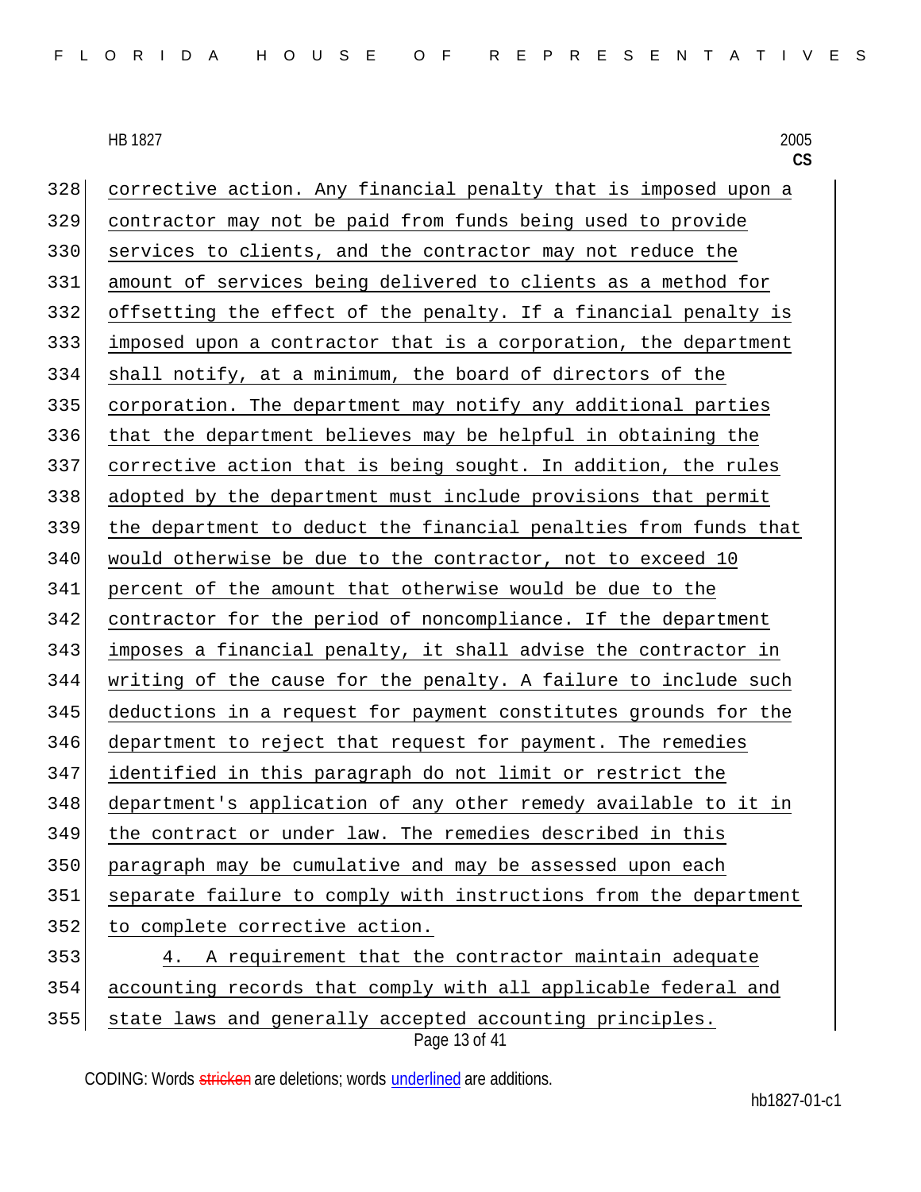corrective action. Any financial penalty that is imposed upon a contractor may not be paid from funds being used to provide services to clients, and the contractor may not reduce the amount of services being delivered to clients as a method for offsetting the effect of the penalty. If a financial penalty is imposed upon a contractor that is a corporation, the department shall notify, at a minimum, the board of directors of the corporation. The department may notify any additional parties that the department believes may be helpful in obtaining the corrective action that is being sought. In addition, the rules adopted by the department must include provisions that permit the department to deduct the financial penalties from funds that would otherwise be due to the contractor, not to exceed 10 percent of the amount that otherwise would be due to the contractor for the period of noncompliance. If the department imposes a financial penalty, it shall advise the contractor in writing of the cause for the penalty. A failure to include such deductions in a request for payment constitutes grounds for the department to reject that request for payment. The remedies identified in this paragraph do not limit or restrict the department's application of any other remedy available to it in the contract or under law. The remedies described in this paragraph may be cumulative and may be assessed upon each separate failure to comply with instructions from the department to complete corrective action.

4. A requirement that the contractor maintain adequate accounting records that comply with all applicable federal and state laws and generally accepted accounting principles.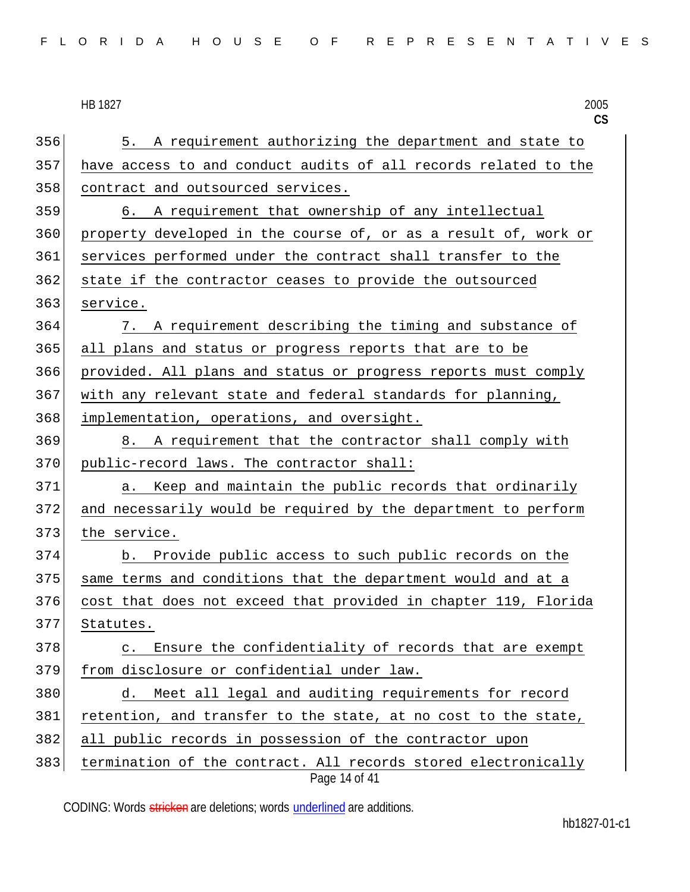5. A requirement authorizing the department and state to have access to and conduct audits of all records related to the contract and outsourced services.

6. A requirement that ownership of any intellectual property developed in the course of, or as a result of, work or services performed under the contract shall transfer to the state if the contractor ceases to provide the outsourced service.

7. A requirement describing the timing and substance of all plans and status or progress reports that are to be provided. All plans and status or progress reports must comply with any relevant state and federal standards for planning, implementation, operations, and oversight.

8. A requirement that the contractor shall comply with public-record laws. The contractor shall:

a. Keep and maintain the public records that ordinarily and necessarily would be required by the department to perform the service.

b. Provide public access to such public records on the same terms and conditions that the department would and at a cost that does not exceed that provided in chapter 119, Florida Statutes.

c. Ensure the confidentiality of records that are exempt from disclosure or confidential under law.

d. Meet all legal and auditing requirements for record retention, and transfer to the state, at no cost to the state, all public records in possession of the contractor upon termination of the contract. All records stored electronically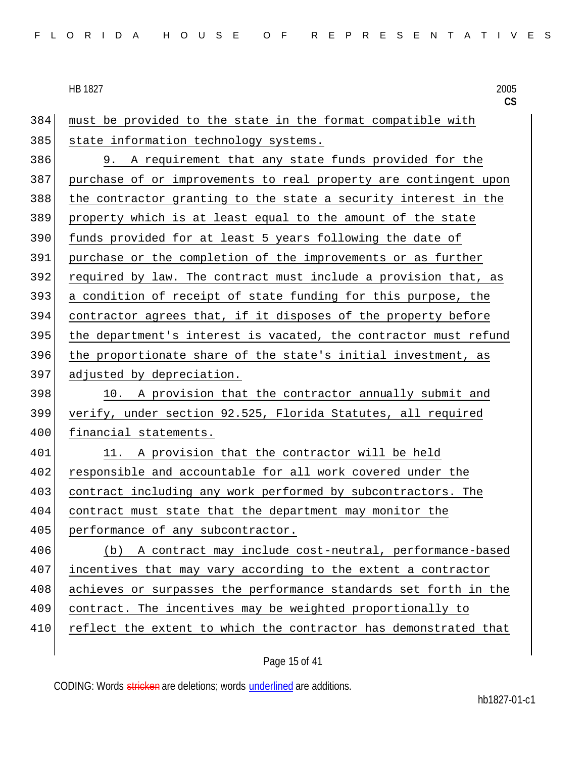must be provided to the state in the format compatible with state information technology systems.

9. A requirement that any state funds provided for the purchase of or improvements to real property are contingent upon the contractor granting to the state a security interest in the property which is at least equal to the amount of the state funds provided for at least 5 years following the date of purchase or the completion of the improvements or as further required by law. The contract must include a provision that, as a condition of receipt of state funding for this purpose, the contractor agrees that, if it disposes of the property before the department's interest is vacated, the contractor must refund the proportionate share of the state's initial investment, as adjusted by depreciation.

10. A provision that the contractor annually submit and verify, under section 92.525, Florida Statutes, all required financial statements.

11. A provision that the contractor will be held responsible and accountable for all work covered under the contract including any work performed by subcontractors. The contract must state that the department may monitor the performance of any subcontractor.

(b) A contract may include cost-neutral, performance-based incentives that may vary according to the extent a contractor achieves or surpasses the performance standards set forth in the contract. The incentives may be weighted proportionally to reflect the extent to which the contractor has demonstrated that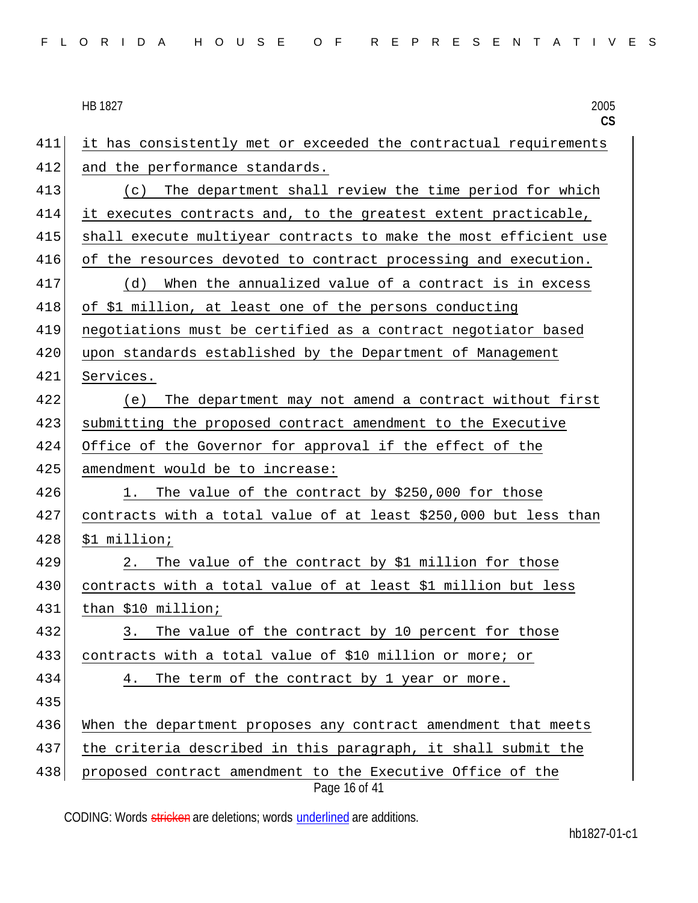it has consistently met or exceeded the contractual requirements and the performance standards.

(c) The department shall review the time period for which it executes contracts and, to the greatest extent practicable, shall execute multiyear contracts to make the most efficient use of the resources devoted to contract processing and execution.

(d) When the annualized value of a contract is in excess of $1 million, at least one of the persons conducting negotiations must be certified as a contract negotiator based upon standards established by the Department of Management Services.

(e) The department may not amend a contract without first submitting the proposed contract amendment to the Executive Office of the Governor for approval if the effect of the amendment would be to increase:

1. The value of the contract by $250,000 for those contracts with a total value of at least $250,000 but less than $1 million;

2. The value of the contract by $1 million for those contracts with a total value of at least $1 million but less than $10 million;

3. The value of the contract by 10 percent for those contracts with a total value of $10 million or more; or

4. The term of the contract by 1 year or more.

When the department proposes any contract amendment that meets the criteria described in this paragraph, it shall submit the proposed contract amendment to the Executive Office of the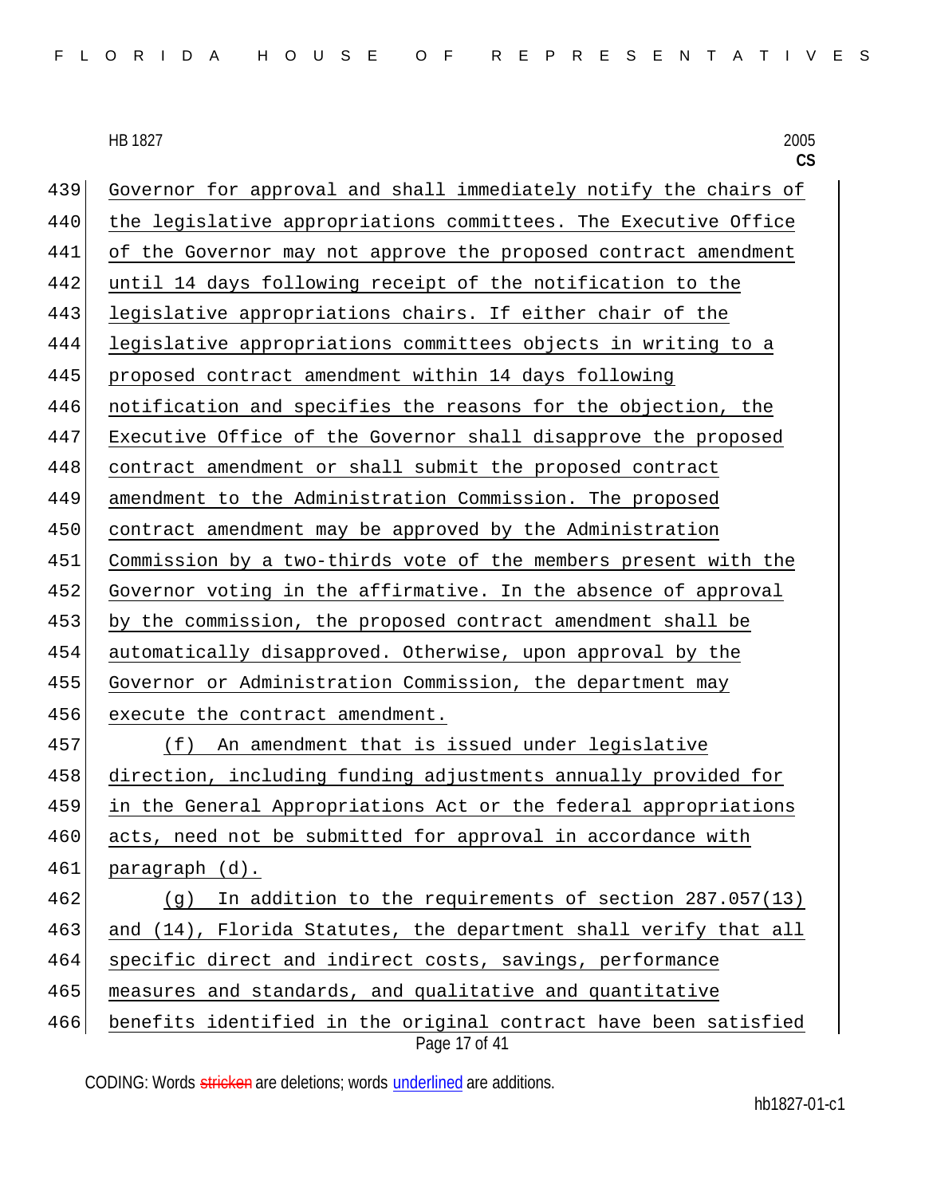Governor for approval and shall immediately notify the chairs of the legislative appropriations committees. The Executive Office of the Governor may not approve the proposed contract amendment until 14 days following receipt of the notification to the legislative appropriations chairs. If either chair of the legislative appropriations committees objects in writing to a proposed contract amendment within 14 days following notification and specifies the reasons for the objection, the Executive Office of the Governor shall disapprove the proposed contract amendment or shall submit the proposed contract amendment to the Administration Commission. The proposed contract amendment may be approved by the Administration Commission by a two-thirds vote of the members present with the Governor voting in the affirmative. In the absence of approval by the commission, the proposed contract amendment shall be automatically disapproved. Otherwise, upon approval by the Governor or Administration Commission, the department may execute the contract amendment.

(f) An amendment that is issued under legislative direction, including funding adjustments annually provided for in the General Appropriations Act or the federal appropriations acts, need not be submitted for approval in accordance with paragraph (d).

(g) In addition to the requirements of section 287.057(13) and (14), Florida Statutes, the department shall verify that all specific direct and indirect costs, savings, performance measures and standards, and qualitative and quantitative benefits identified in the original contract have been satisfied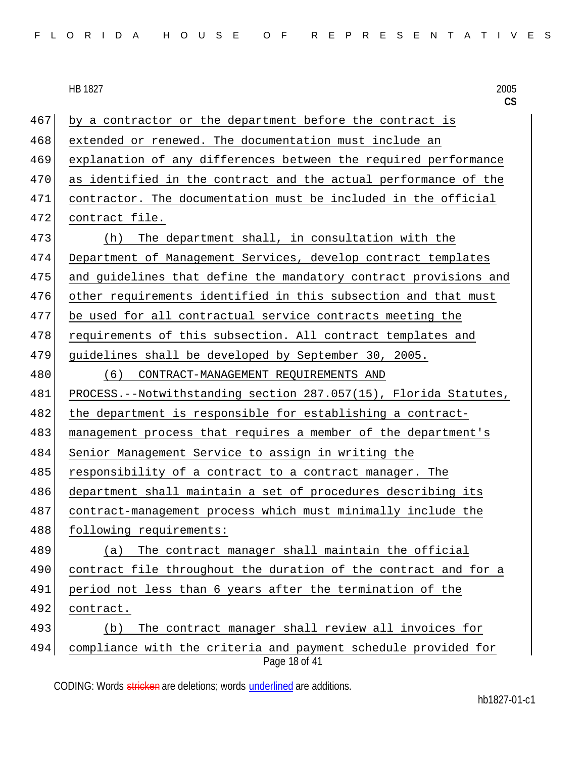by a contractor or the department before the contract is extended or renewed. The documentation must include an explanation of any differences between the required performance as identified in the contract and the actual performance of the contractor. The documentation must be included in the official contract file.

(h) The department shall, in consultation with the Department of Management Services, develop contract templates and guidelines that define the mandatory contract provisions and other requirements identified in this subsection and that must be used for all contractual service contracts meeting the requirements of this subsection. All contract templates and guidelines shall be developed by September 30, 2005.

(6) CONTRACT-MANAGEMENT REQUIREMENTS AND PROCESS.--Notwithstanding section 287.057(15), Florida Statutes, the department is responsible for establishing a contract-management process that requires a member of the department's Senior Management Service to assign in writing the responsibility of a contract to a contract manager. The department shall maintain a set of procedures describing its contract-management process which must minimally include the following requirements:

(a) The contract manager shall maintain the official contract file throughout the duration of the contract and for a period not less than 6 years after the termination of the contract.

(b) The contract manager shall review all invoices for compliance with the criteria and payment schedule provided for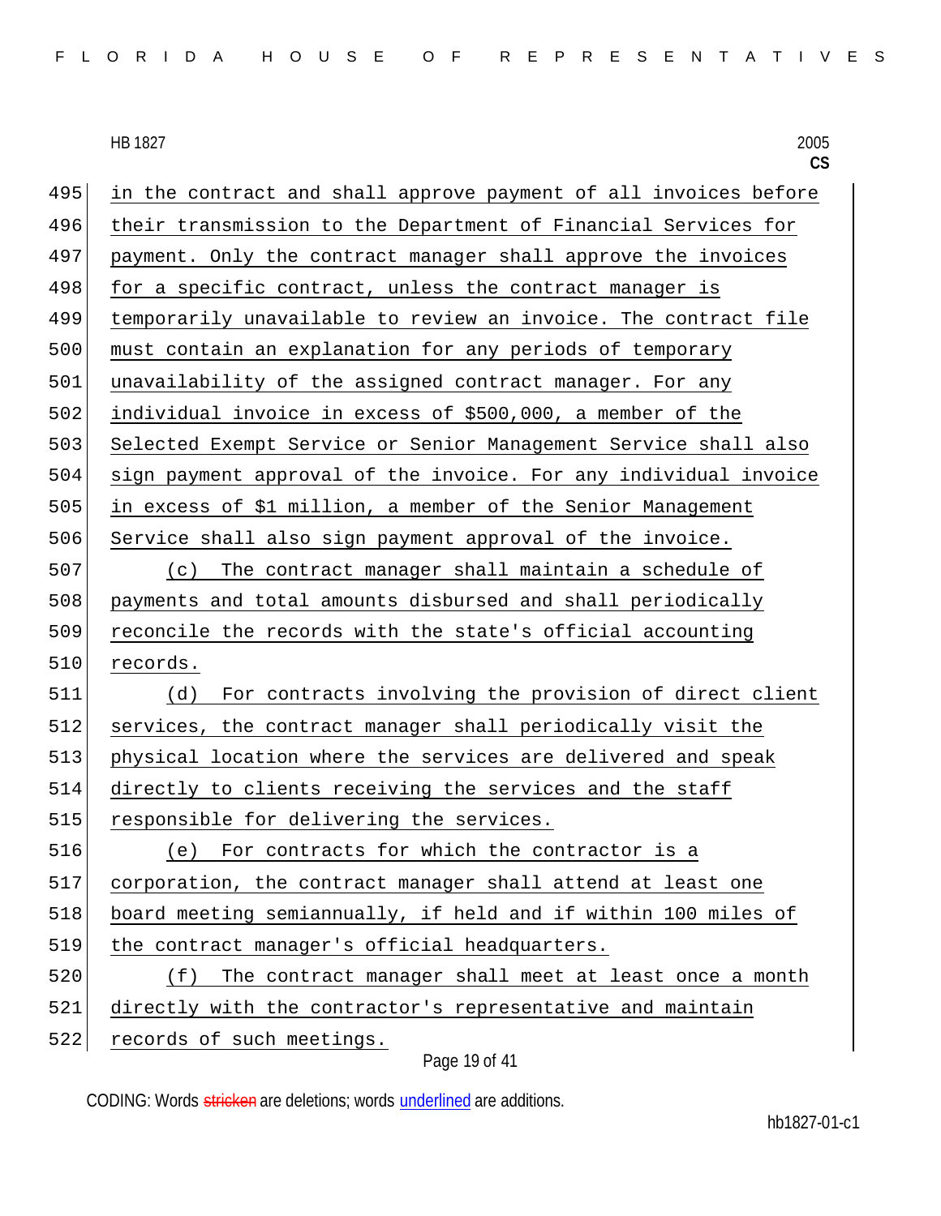in the contract and shall approve payment of all invoices before their transmission to the Department of Financial Services for payment. Only the contract manager shall approve the invoices for a specific contract, unless the contract manager is temporarily unavailable to review an invoice. The contract file must contain an explanation for any periods of temporary unavailability of the assigned contract manager. For any individual invoice in excess of $500,000, a member of the Selected Exempt Service or Senior Management Service shall also sign payment approval of the invoice. For any individual invoice in excess of $1 million, a member of the Senior Management Service shall also sign payment approval of the invoice.

(c) The contract manager shall maintain a schedule of payments and total amounts disbursed and shall periodically reconcile the records with the state's official accounting records.

(d) For contracts involving the provision of direct client services, the contract manager shall periodically visit the physical location where the services are delivered and speak directly to clients receiving the services and the staff responsible for delivering the services.

(e) For contracts for which the contractor is a corporation, the contract manager shall attend at least one board meeting semiannually, if held and if within 100 miles of the contract manager's official headquarters.

(f) The contract manager shall meet at least once a month directly with the contractor's representative and maintain records of such meetings.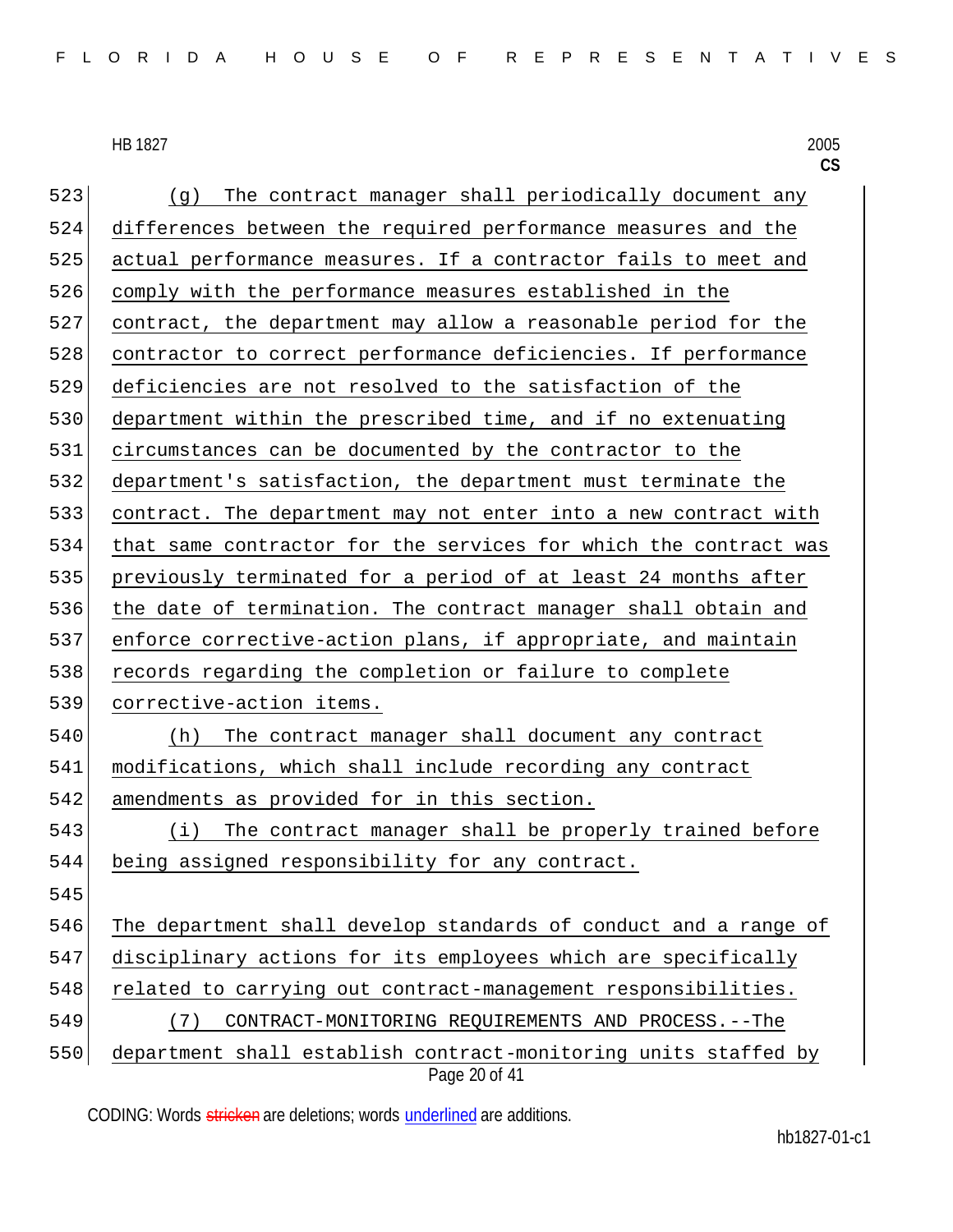(g) The contract manager shall periodically document any differences between the required performance measures and the actual performance measures. If a contractor fails to meet and comply with the performance measures established in the contract, the department may allow a reasonable period for the contractor to correct performance deficiencies. If performance deficiencies are not resolved to the satisfaction of the department within the prescribed time, and if no extenuating circumstances can be documented by the contractor to the department's satisfaction, the department must terminate the contract. The department may not enter into a new contract with that same contractor for the services for which the contract was previously terminated for a period of at least 24 months after the date of termination. The contract manager shall obtain and enforce corrective-action plans, if appropriate, and maintain records regarding the completion or failure to complete corrective-action items.

(h) The contract manager shall document any contract modifications, which shall include recording any contract amendments as provided for in this section.

(i) The contract manager shall be properly trained before being assigned responsibility for any contract.

The department shall develop standards of conduct and a range of disciplinary actions for its employees which are specifically related to carrying out contract-management responsibilities.

(7) CONTRACT-MONITORING REQUIREMENTS AND PROCESS.--The department shall establish contract-monitoring units staffed by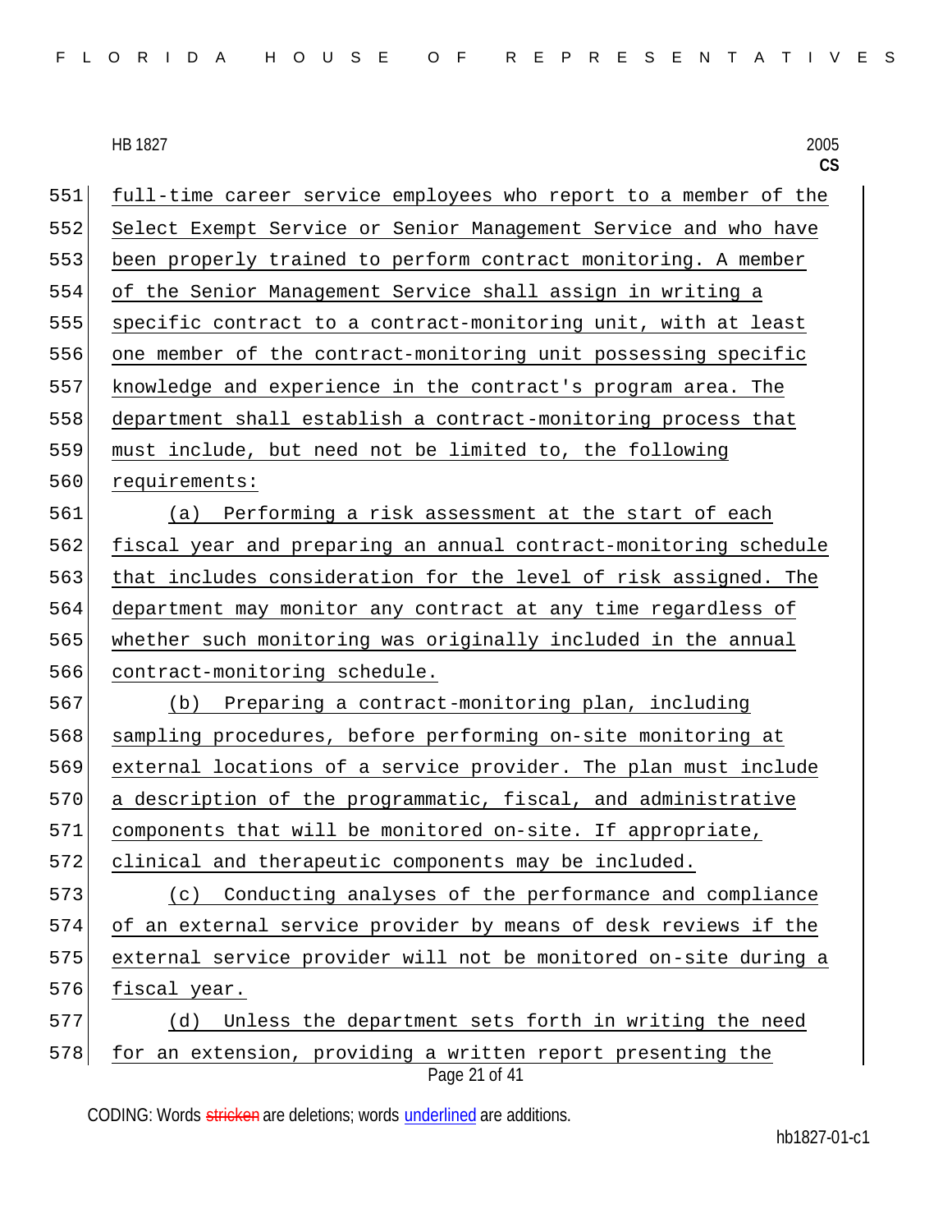full-time career service employees who report to a member of the Select Exempt Service or Senior Management Service and who have been properly trained to perform contract monitoring. A member of the Senior Management Service shall assign in writing a specific contract to a contract-monitoring unit, with at least one member of the contract-monitoring unit possessing specific knowledge and experience in the contract's program area. The department shall establish a contract-monitoring process that must include, but need not be limited to, the following requirements:

(a) Performing a risk assessment at the start of each fiscal year and preparing an annual contract-monitoring schedule that includes consideration for the level of risk assigned. The department may monitor any contract at any time regardless of whether such monitoring was originally included in the annual contract-monitoring schedule.

(b) Preparing a contract-monitoring plan, including sampling procedures, before performing on-site monitoring at external locations of a service provider. The plan must include a description of the programmatic, fiscal, and administrative components that will be monitored on-site. If appropriate, clinical and therapeutic components may be included.

(c) Conducting analyses of the performance and compliance of an external service provider by means of desk reviews if the external service provider will not be monitored on-site during a fiscal year.

(d) Unless the department sets forth in writing the need for an extension, providing a written report presenting the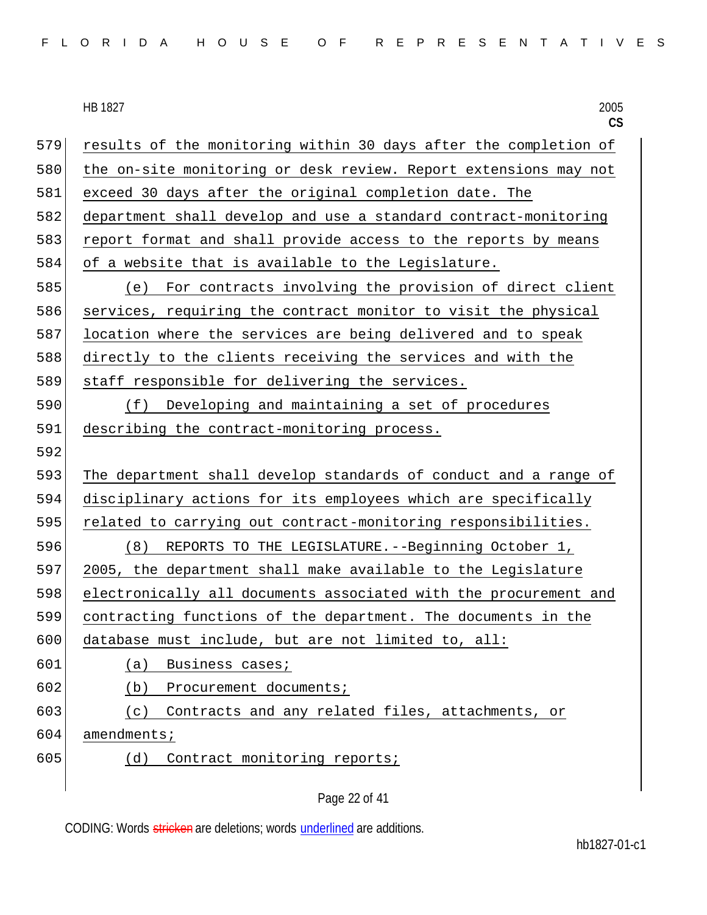results of the monitoring within 30 days after the completion of the on-site monitoring or desk review. Report extensions may not exceed 30 days after the original completion date. The department shall develop and use a standard contract-monitoring report format and shall provide access to the reports by means of a website that is available to the Legislature.

(e) For contracts involving the provision of direct client services, requiring the contract monitor to visit the physical location where the services are being delivered and to speak directly to the clients receiving the services and with the staff responsible for delivering the services.

(f) Developing and maintaining a set of procedures describing the contract-monitoring process.

The department shall develop standards of conduct and a range of disciplinary actions for its employees which are specifically related to carrying out contract-monitoring responsibilities.

(8) REPORTS TO THE LEGISLATURE.--Beginning October 1, 2005, the department shall make available to the Legislature electronically all documents associated with the procurement and contracting functions of the department. The documents in the database must include, but are not limited to, all:

(a) Business cases;

(b) Procurement documents;

(c) Contracts and any related files, attachments, or amendments;

(d) Contract monitoring reports;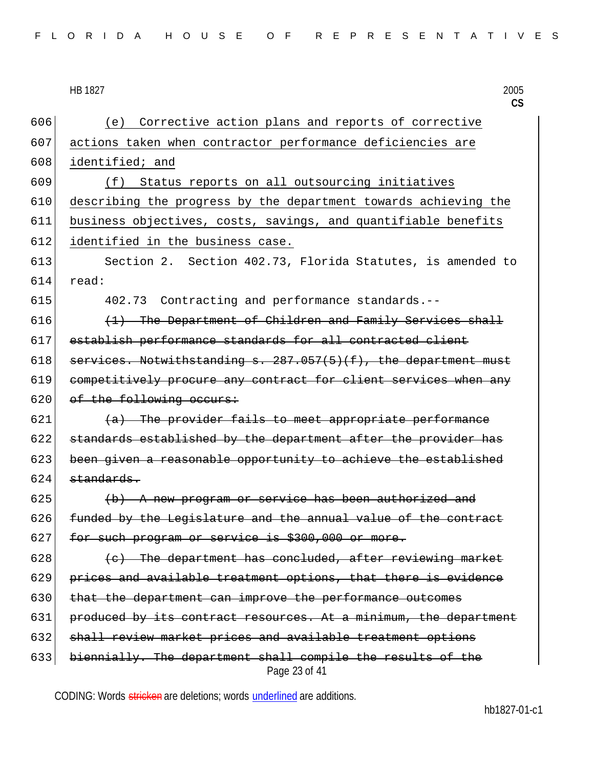606 (e) Corrective action plans and reports of corrective
607 actions taken when contractor performance deficiencies are
608 identified; and

609 (f) Status reports on all outsourcing initiatives
610 describing the progress by the department towards achieving the
611 business objectives, costs, savings, and quantifiable benefits
612 identified in the business case.

613 Section 2. Section 402.73, Florida Statutes, is amended to
614 read:

615 402.73 Contracting and performance standards.--

616 ~~(1) The Department of Children and Family Services shall~~
617 ~~establish performance standards for all contracted client~~
618 ~~services. Notwithstanding s. 287.057(5)(f), the department must~~
619 ~~competitively procure any contract for client services when any~~
620 ~~of the following occurs:~~

621 ~~(a) The provider fails to meet appropriate performance~~
622 ~~standards established by the department after the provider has~~
623 ~~been given a reasonable opportunity to achieve the established~~
624 ~~standards.~~

625 ~~(b) A new program or service has been authorized and~~
626 ~~funded by the Legislature and the annual value of the contract~~
627 ~~for such program or service is $300,000 or more.~~

628 ~~(c) The department has concluded, after reviewing market~~
629 ~~prices and available treatment options, that there is evidence~~
630 ~~that the department can improve the performance outcomes~~
631 ~~produced by its contract resources. At a minimum, the department~~
632 ~~shall review market prices and available treatment options~~
633 ~~biennially. The department shall compile the results of the~~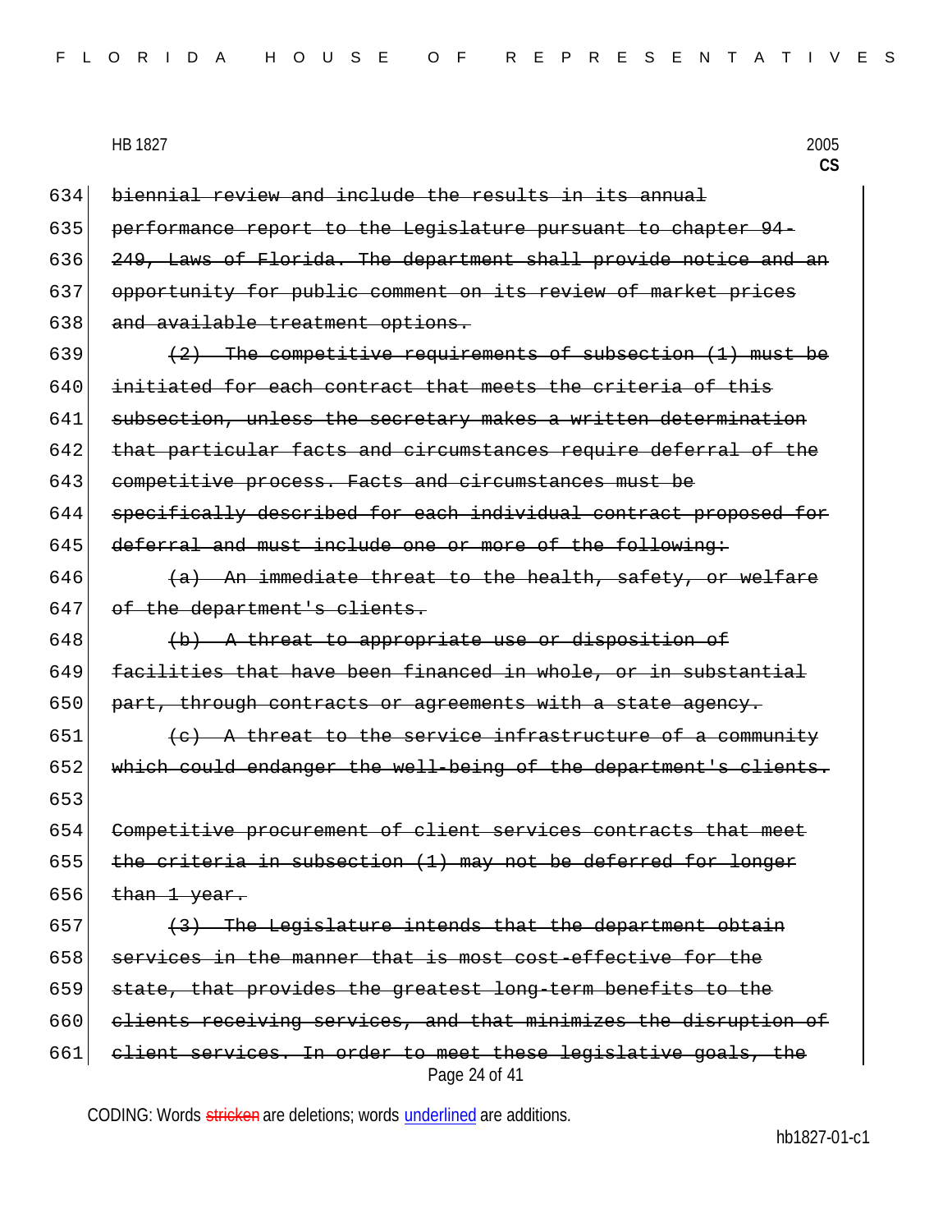634 ~~biennial review and include the results in its annual~~
635 ~~performance report to the Legislature pursuant to chapter 94-~~
636 ~~249, Laws of Florida. The department shall provide notice and an~~
637 ~~opportunity for public comment on its review of market prices~~
638 ~~and available treatment options.~~

639 ~~(2) The competitive requirements of subsection (1) must be~~
640 ~~initiated for each contract that meets the criteria of this~~
641 ~~subsection, unless the secretary makes a written determination~~
642 ~~that particular facts and circumstances require deferral of the~~
643 ~~competitive process. Facts and circumstances must be~~
644 ~~specifically described for each individual contract proposed for~~
645 ~~deferral and must include one or more of the following:~~

646 ~~(a) An immediate threat to the health, safety, or welfare~~
647 ~~of the department's clients.~~

648 ~~(b) A threat to appropriate use or disposition of~~
649 ~~facilities that have been financed in whole, or in substantial~~
650 ~~part, through contracts or agreements with a state agency.~~

651 ~~(c) A threat to the service infrastructure of a community~~
652 ~~which could endanger the well-being of the department's clients.~~

653

654 ~~Competitive procurement of client services contracts that meet~~
655 ~~the criteria in subsection (1) may not be deferred for longer~~
656 ~~than 1 year.~~

657 ~~(3) The Legislature intends that the department obtain~~
658 ~~services in the manner that is most cost-effective for the~~
659 ~~state, that provides the greatest long-term benefits to the~~
660 ~~clients receiving services, and that minimizes the disruption of~~
661 ~~client services. In order to meet these legislative goals, the~~

CODING: Words ~~stricken~~ are deletions; words underlined are additions.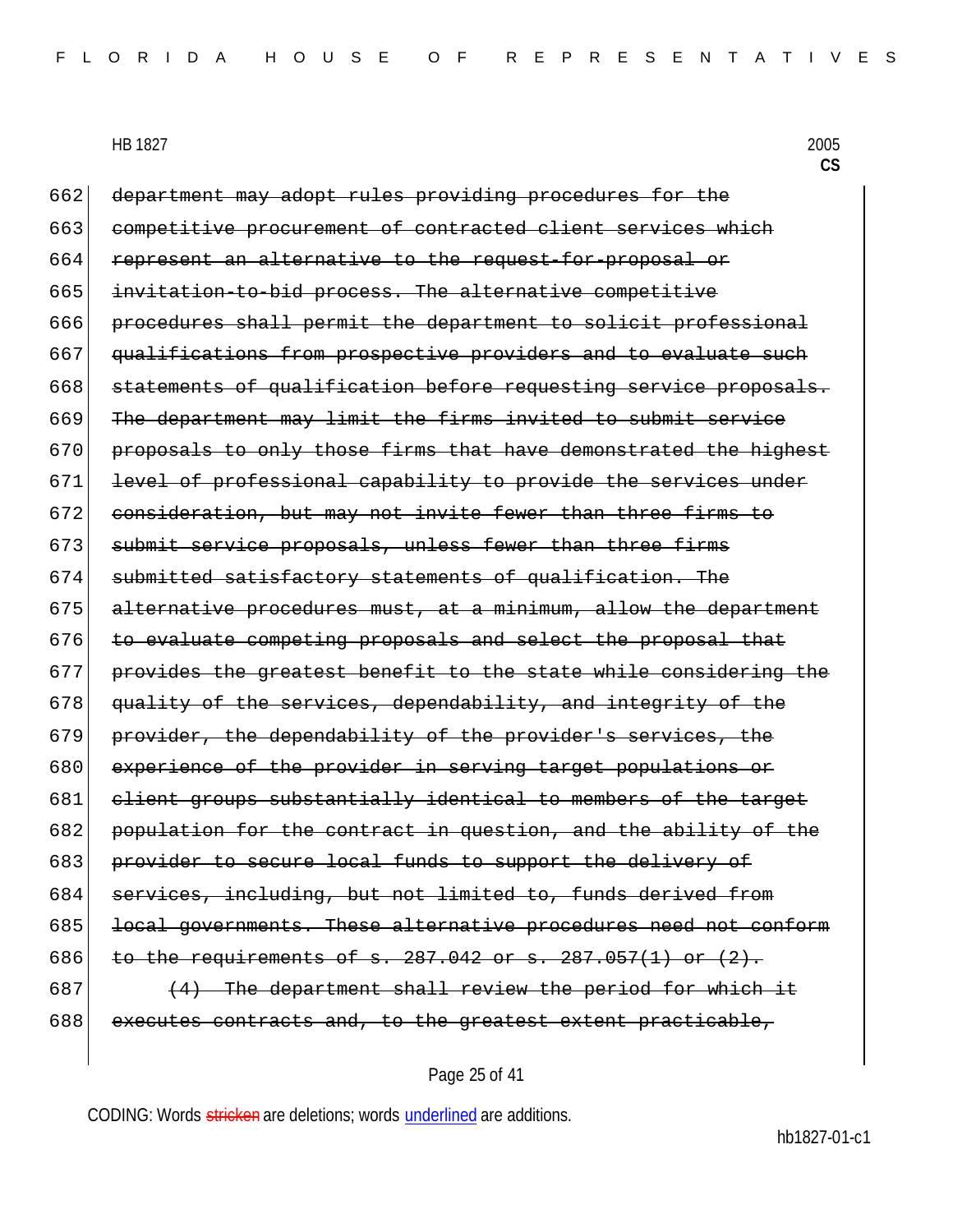662 ~~department may adopt rules providing procedures for the~~
663 ~~competitive procurement of contracted client services which~~
664 ~~represent an alternative to the request-for-proposal or~~
665 ~~invitation-to-bid process. The alternative competitive~~
666 ~~procedures shall permit the department to solicit professional~~
667 ~~qualifications from prospective providers and to evaluate such~~
668 ~~statements of qualification before requesting service proposals.~~
669 ~~The department may limit the firms invited to submit service~~
670 ~~proposals to only those firms that have demonstrated the highest~~
671 ~~level of professional capability to provide the services under~~
672 ~~consideration, but may not invite fewer than three firms to~~
673 ~~submit service proposals, unless fewer than three firms~~
674 ~~submitted satisfactory statements of qualification. The~~
675 ~~alternative procedures must, at a minimum, allow the department~~
676 ~~to evaluate competing proposals and select the proposal that~~
677 ~~provides the greatest benefit to the state while considering the~~
678 ~~quality of the services, dependability, and integrity of the~~
679 ~~provider, the dependability of the provider's services, the~~
680 ~~experience of the provider in serving target populations or~~
681 ~~client groups substantially identical to members of the target~~
682 ~~population for the contract in question, and the ability of the~~
683 ~~provider to secure local funds to support the delivery of~~
684 ~~services, including, but not limited to, funds derived from~~
685 ~~local governments. These alternative procedures need not conform~~
686 ~~to the requirements of s. 287.042 or s. 287.057(1) or (2).~~
687 ~~(4) The department shall review the period for which it~~
688 ~~executes contracts and, to the greatest extent practicable,~~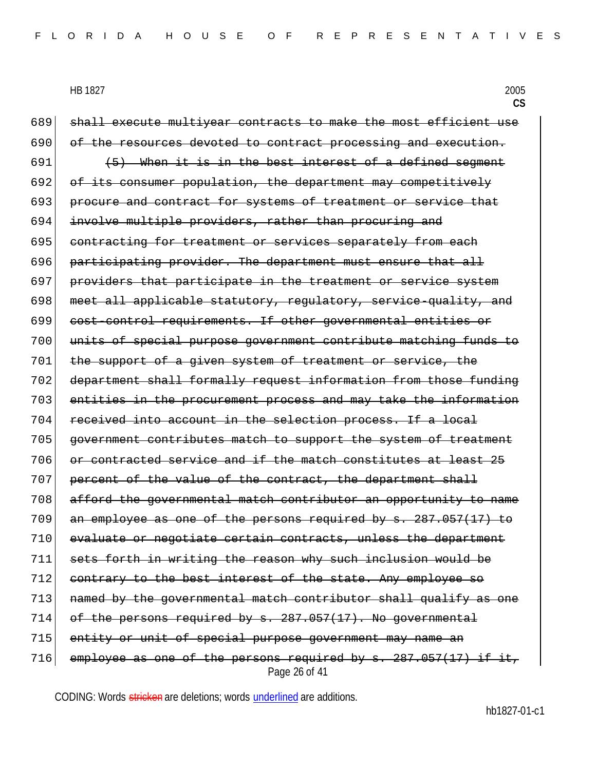689 ~~shall execute multiyear contracts to make the most efficient use~~
690 ~~of the resources devoted to contract processing and execution.~~
691 ~~(5) When it is in the best interest of a defined segment~~
692 ~~of its consumer population, the department may competitively~~
693 ~~procure and contract for systems of treatment or service that~~
694 ~~involve multiple providers, rather than procuring and~~
695 ~~contracting for treatment or services separately from each~~
696 ~~participating provider. The department must ensure that all~~
697 ~~providers that participate in the treatment or service system~~
698 ~~meet all applicable statutory, regulatory, service-quality, and~~
699 ~~cost-control requirements. If other governmental entities or~~
700 ~~units of special purpose government contribute matching funds to~~
701 ~~the support of a given system of treatment or service, the~~
702 ~~department shall formally request information from those funding~~
703 ~~entities in the procurement process and may take the information~~
704 ~~received into account in the selection process. If a local~~
705 ~~government contributes match to support the system of treatment~~
706 ~~or contracted service and if the match constitutes at least 25~~
707 ~~percent of the value of the contract, the department shall~~
708 ~~afford the governmental match contributor an opportunity to name~~
709 ~~an employee as one of the persons required by s. 287.057(17) to~~
710 ~~evaluate or negotiate certain contracts, unless the department~~
711 ~~sets forth in writing the reason why such inclusion would be~~
712 ~~contrary to the best interest of the state. Any employee so~~
713 ~~named by the governmental match contributor shall qualify as one~~
714 ~~of the persons required by s. 287.057(17). No governmental~~
715 ~~entity or unit of special purpose government may name an~~
716 ~~employee as one of the persons required by s. 287.057(17) if it,~~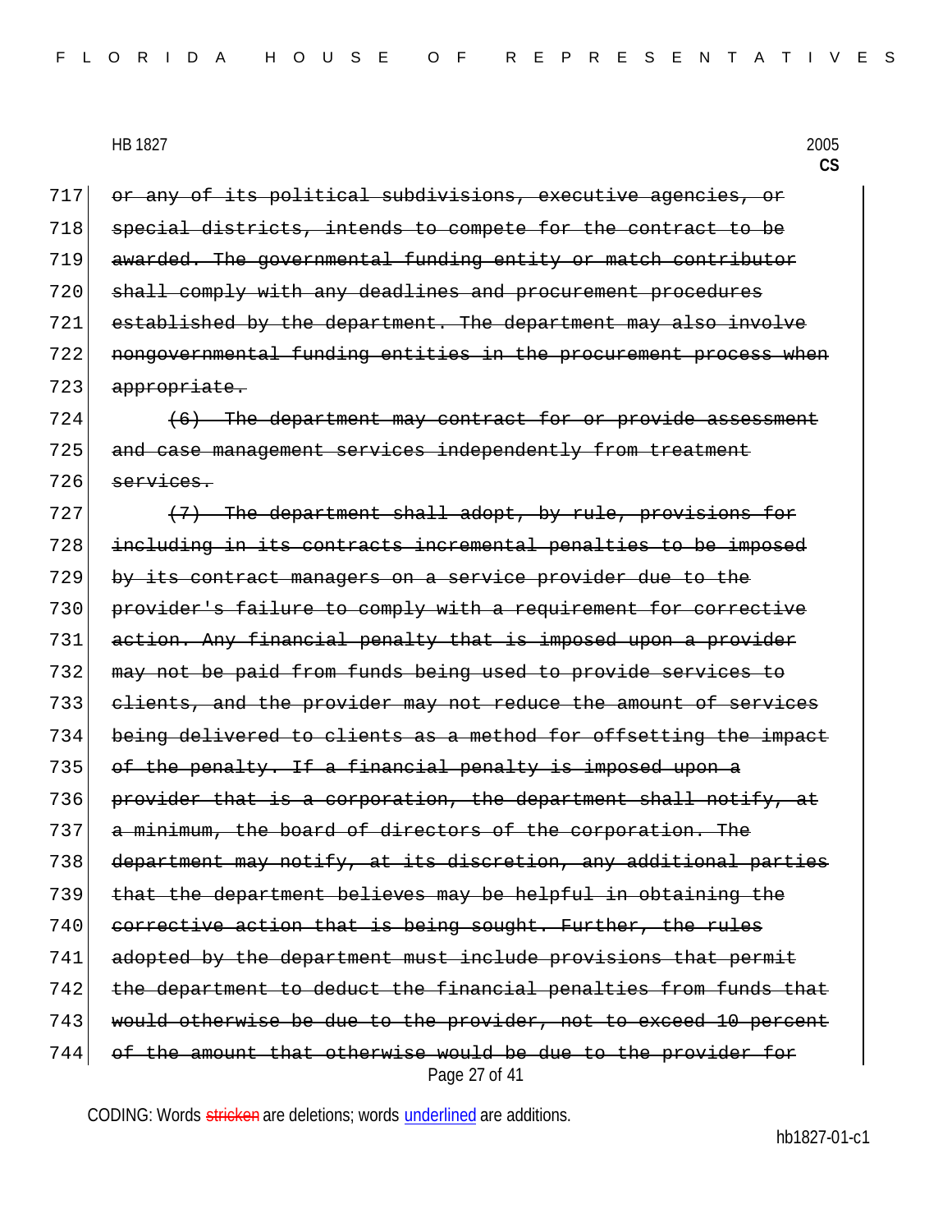717 ~~or any of its political subdivisions, executive agencies, or~~
718 ~~special districts, intends to compete for the contract to be~~
719 ~~awarded. The governmental funding entity or match contributor~~
720 ~~shall comply with any deadlines and procurement procedures~~
721 ~~established by the department. The department may also involve~~
722 ~~nongovernmental funding entities in the procurement process when~~
723 ~~appropriate.~~

724 ~~(6) The department may contract for or provide assessment~~
725 ~~and case management services independently from treatment~~
726 ~~services.~~

727 ~~(7) The department shall adopt, by rule, provisions for~~
728 ~~including in its contracts incremental penalties to be imposed~~
729 ~~by its contract managers on a service provider due to the~~
730 ~~provider's failure to comply with a requirement for corrective~~
731 ~~action. Any financial penalty that is imposed upon a provider~~
732 ~~may not be paid from funds being used to provide services to~~
733 ~~clients, and the provider may not reduce the amount of services~~
734 ~~being delivered to clients as a method for offsetting the impact~~
735 ~~of the penalty. If a financial penalty is imposed upon a~~
736 ~~provider that is a corporation, the department shall notify, at~~
737 ~~a minimum, the board of directors of the corporation. The~~
738 ~~department may notify, at its discretion, any additional parties~~
739 ~~that the department believes may be helpful in obtaining the~~
740 ~~corrective action that is being sought. Further, the rules~~
741 ~~adopted by the department must include provisions that permit~~
742 ~~the department to deduct the financial penalties from funds that~~
743 ~~would otherwise be due to the provider, not to exceed 10 percent~~
744 ~~of the amount that otherwise would be due to the provider for~~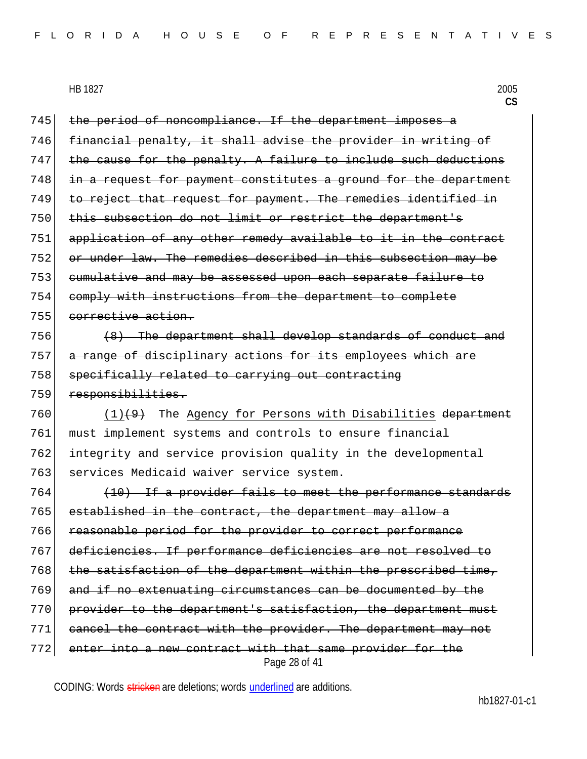745 ~~the period of noncompliance. If the department imposes a~~
746 ~~financial penalty, it shall advise the provider in writing of~~
747 ~~the cause for the penalty. A failure to include such deductions~~
748 ~~in a request for payment constitutes a ground for the department~~
749 ~~to reject that request for payment. The remedies identified in~~
750 ~~this subsection do not limit or restrict the department's~~
751 ~~application of any other remedy available to it in the contract~~
752 ~~or under law. The remedies described in this subsection may be~~
753 ~~cumulative and may be assessed upon each separate failure to~~
754 ~~comply with instructions from the department to complete~~
755 ~~corrective action.~~

756 ~~(8) The department shall develop standards of conduct and~~
757 ~~a range of disciplinary actions for its employees which are~~
758 ~~specifically related to carrying out contracting~~
759 ~~responsibilities.~~

760 <u>(1)</u>~~(9)~~ The <u>Agency for Persons with Disabilities</u> ~~department~~
761 must implement systems and controls to ensure financial
762 integrity and service provision quality in the developmental
763 services Medicaid waiver service system.

764 ~~(10) If a provider fails to meet the performance standards~~
765 ~~established in the contract, the department may allow a~~
766 ~~reasonable period for the provider to correct performance~~
767 ~~deficiencies. If performance deficiencies are not resolved to~~
768 ~~the satisfaction of the department within the prescribed time,~~
769 ~~and if no extenuating circumstances can be documented by the~~
770 ~~provider to the department's satisfaction, the department must~~
771 ~~cancel the contract with the provider. The department may not~~
772 ~~enter into a new contract with that same provider for the~~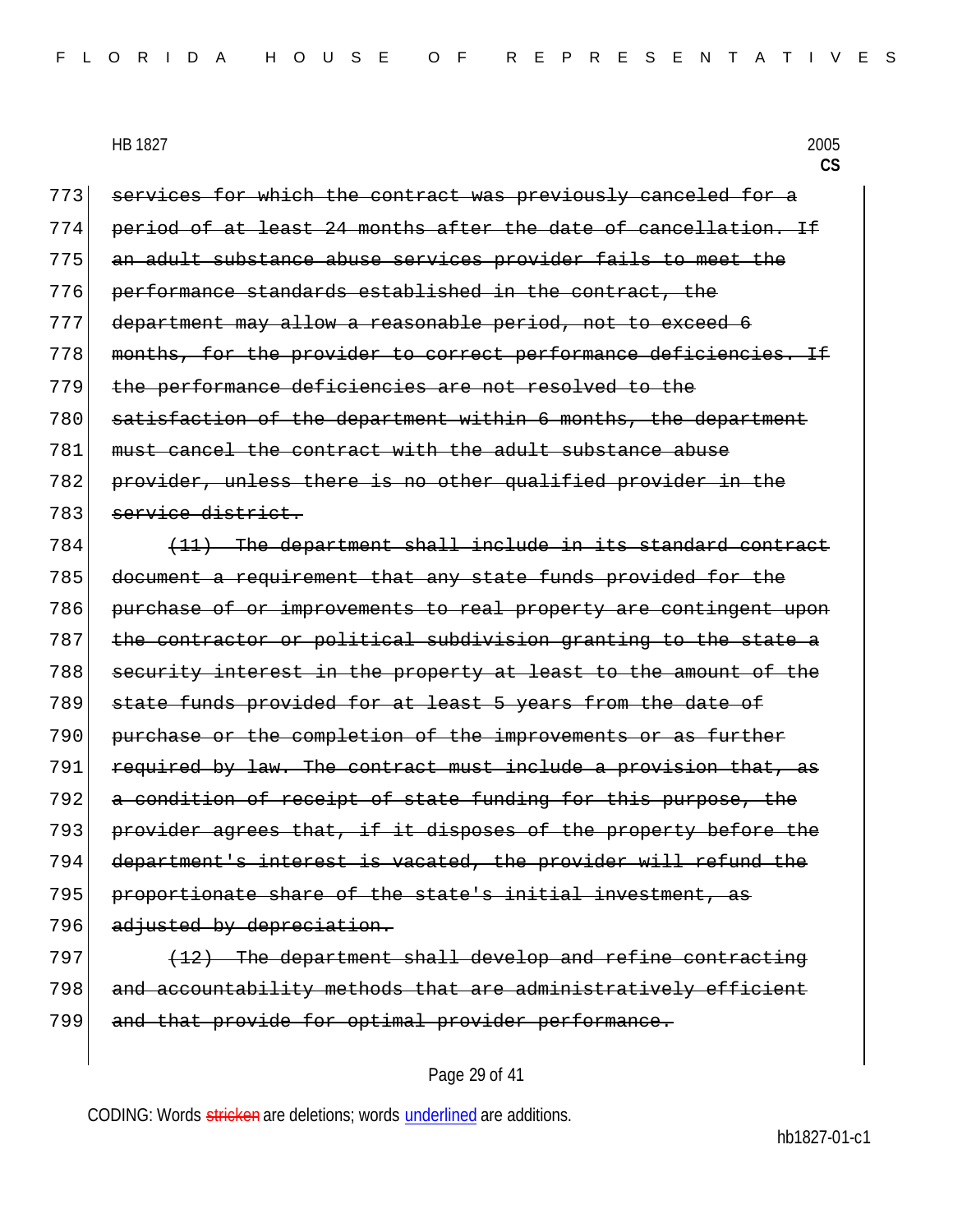773 ~~services for which the contract was previously canceled for a~~
774 ~~period of at least 24 months after the date of cancellation. If~~
775 ~~an adult substance abuse services provider fails to meet the~~
776 ~~performance standards established in the contract, the~~
777 ~~department may allow a reasonable period, not to exceed 6~~
778 ~~months, for the provider to correct performance deficiencies. If~~
779 ~~the performance deficiencies are not resolved to the~~
780 ~~satisfaction of the department within 6 months, the department~~
781 ~~must cancel the contract with the adult substance abuse~~
782 ~~provider, unless there is no other qualified provider in the~~
783 ~~service district.~~

784 ~~(11) The department shall include in its standard contract~~
785 ~~document a requirement that any state funds provided for the~~
786 ~~purchase of or improvements to real property are contingent upon~~
787 ~~the contractor or political subdivision granting to the state a~~
788 ~~security interest in the property at least to the amount of the~~
789 ~~state funds provided for at least 5 years from the date of~~
790 ~~purchase or the completion of the improvements or as further~~
791 ~~required by law. The contract must include a provision that, as~~
792 ~~a condition of receipt of state funding for this purpose, the~~
793 ~~provider agrees that, if it disposes of the property before the~~
794 ~~department's interest is vacated, the provider will refund the~~
795 ~~proportionate share of the state's initial investment, as~~
796 ~~adjusted by depreciation.~~

797 ~~(12) The department shall develop and refine contracting~~
798 ~~and accountability methods that are administratively efficient~~
799 ~~and that provide for optimal provider performance.~~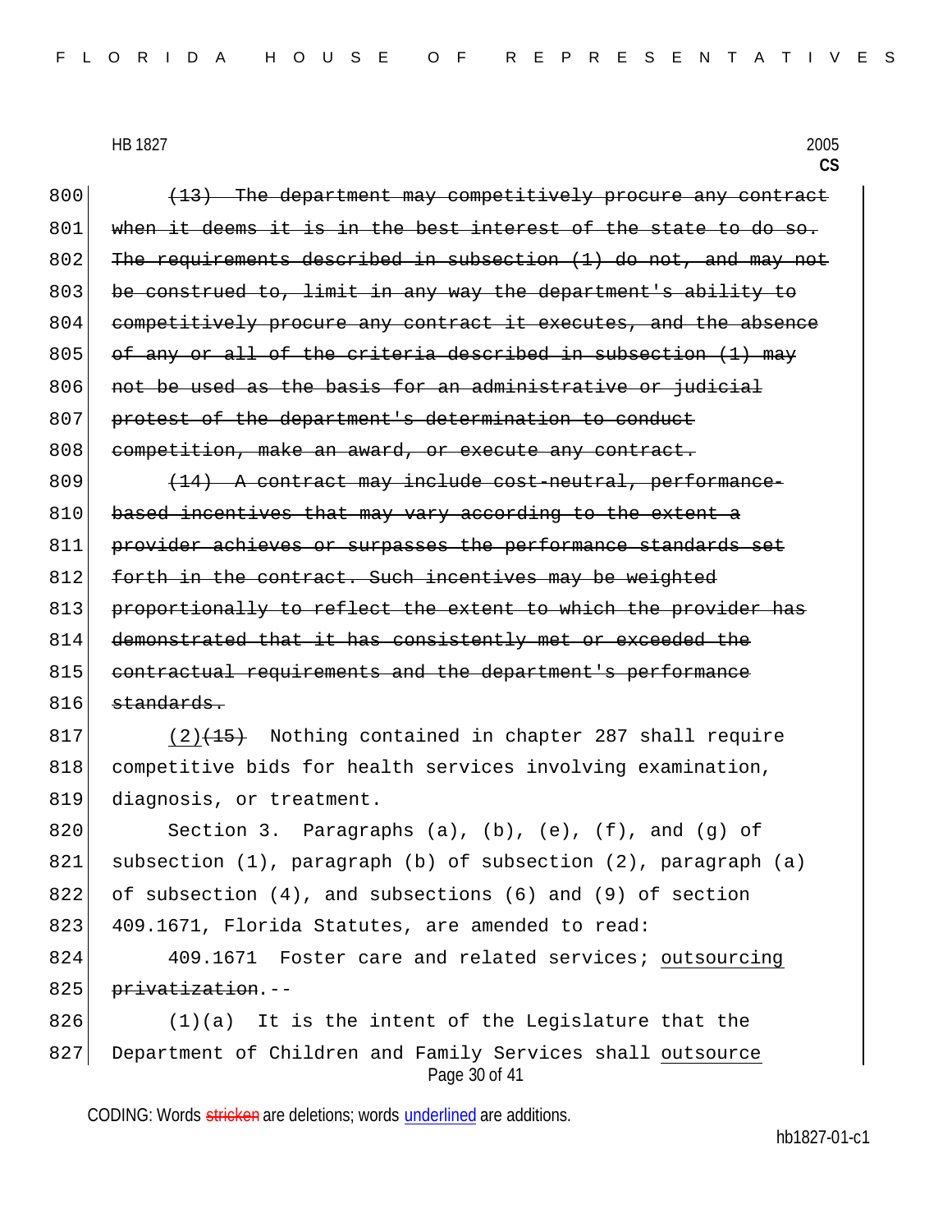~~(13) The department may competitively procure any contract when it deems it is in the best interest of the state to do so. The requirements described in subsection (1) do not, and may not be construed to, limit in any way the department's ability to competitively procure any contract it executes, and the absence of any or all of the criteria described in subsection (1) may not be used as the basis for an administrative or judicial protest of the department's determination to conduct competition, make an award, or execute any contract.~~

~~(14) A contract may include cost-neutral, performance-based incentives that may vary according to the extent a provider achieves or surpasses the performance standards set forth in the contract. Such incentives may be weighted proportionally to reflect the extent to which the provider has demonstrated that it has consistently met or exceeded the contractual requirements and the department's performance standards.~~

<u>(2)</u>~~(15)~~ Nothing contained in chapter 287 shall require competitive bids for health services involving examination, diagnosis, or treatment.

Section 3. Paragraphs (a), (b), (e), (f), and (g) of subsection (1), paragraph (b) of subsection (2), paragraph (a) of subsection (4), and subsections (6) and (9) of section 409.1671, Florida Statutes, are amended to read:

409.1671 Foster care and related services; <u>outsourcing</u> ~~privatization~~.--

(1)(a) It is the intent of the Legislature that the Department of Children and Family Services shall <u>outsource</u>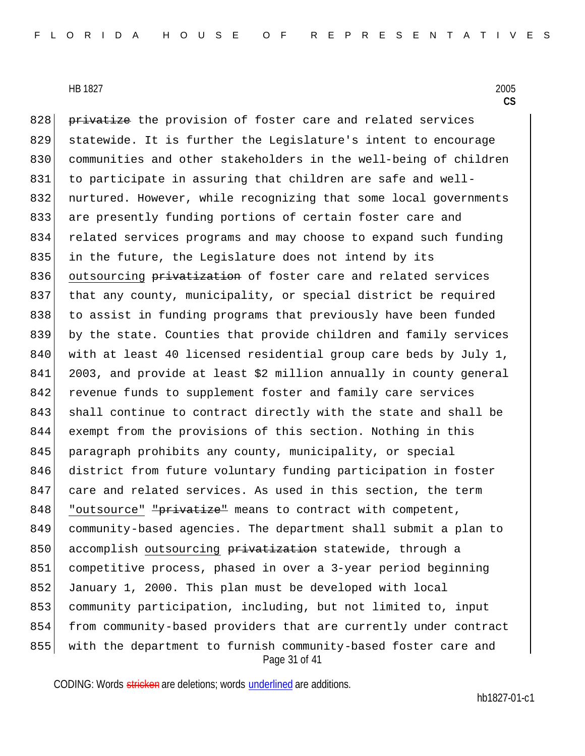828 ~~privatize~~ the provision of foster care and related services
829 statewide. It is further the Legislature's intent to encourage
830 communities and other stakeholders in the well-being of children
831 to participate in assuring that children are safe and well-
832 nurtured. However, while recognizing that some local governments
833 are presently funding portions of certain foster care and
834 related services programs and may choose to expand such funding
835 in the future, the Legislature does not intend by its
836 <u>outsourcing</u> ~~privatization~~ of foster care and related services
837 that any county, municipality, or special district be required
838 to assist in funding programs that previously have been funded
839 by the state. Counties that provide children and family services
840 with at least 40 licensed residential group care beds by July 1,
841 2003, and provide at least $2 million annually in county general
842 revenue funds to supplement foster and family care services
843 shall continue to contract directly with the state and shall be
844 exempt from the provisions of this section. Nothing in this
845 paragraph prohibits any county, municipality, or special
846 district from future voluntary funding participation in foster
847 care and related services. As used in this section, the term
848 <u>"outsource"</u> ~~"privatize"~~ means to contract with competent,
849 community-based agencies. The department shall submit a plan to
850 accomplish <u>outsourcing</u> ~~privatization~~ statewide, through a
851 competitive process, phased in over a 3-year period beginning
852 January 1, 2000. This plan must be developed with local
853 community participation, including, but not limited to, input
854 from community-based providers that are currently under contract
855 with the department to furnish community-based foster care and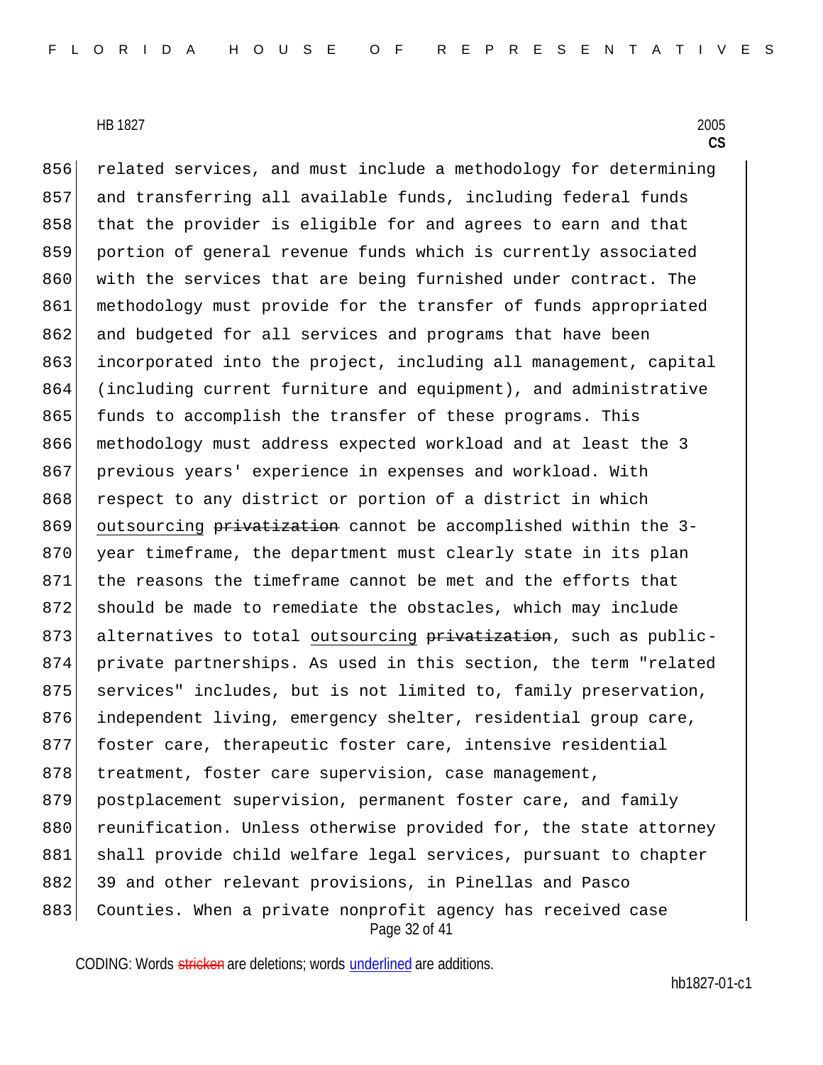related services, and must include a methodology for determining and transferring all available funds, including federal funds that the provider is eligible for and agrees to earn and that portion of general revenue funds which is currently associated with the services that are being furnished under contract. The methodology must provide for the transfer of funds appropriated and budgeted for all services and programs that have been incorporated into the project, including all management, capital (including current furniture and equipment), and administrative funds to accomplish the transfer of these programs. This methodology must address expected workload and at least the 3 previous years' experience in expenses and workload. With respect to any district or portion of a district in which <u>outsourcing</u> ~~privatization~~ cannot be accomplished within the 3-year timeframe, the department must clearly state in its plan the reasons the timeframe cannot be met and the efforts that should be made to remediate the obstacles, which may include alternatives to total <u>outsourcing</u> ~~privatization~~, such as public-private partnerships. As used in this section, the term "related services" includes, but is not limited to, family preservation, independent living, emergency shelter, residential group care, foster care, therapeutic foster care, intensive residential treatment, foster care supervision, case management, postplacement supervision, permanent foster care, and family reunification. Unless otherwise provided for, the state attorney shall provide child welfare legal services, pursuant to chapter 39 and other relevant provisions, in Pinellas and Pasco Counties. When a private nonprofit agency has received case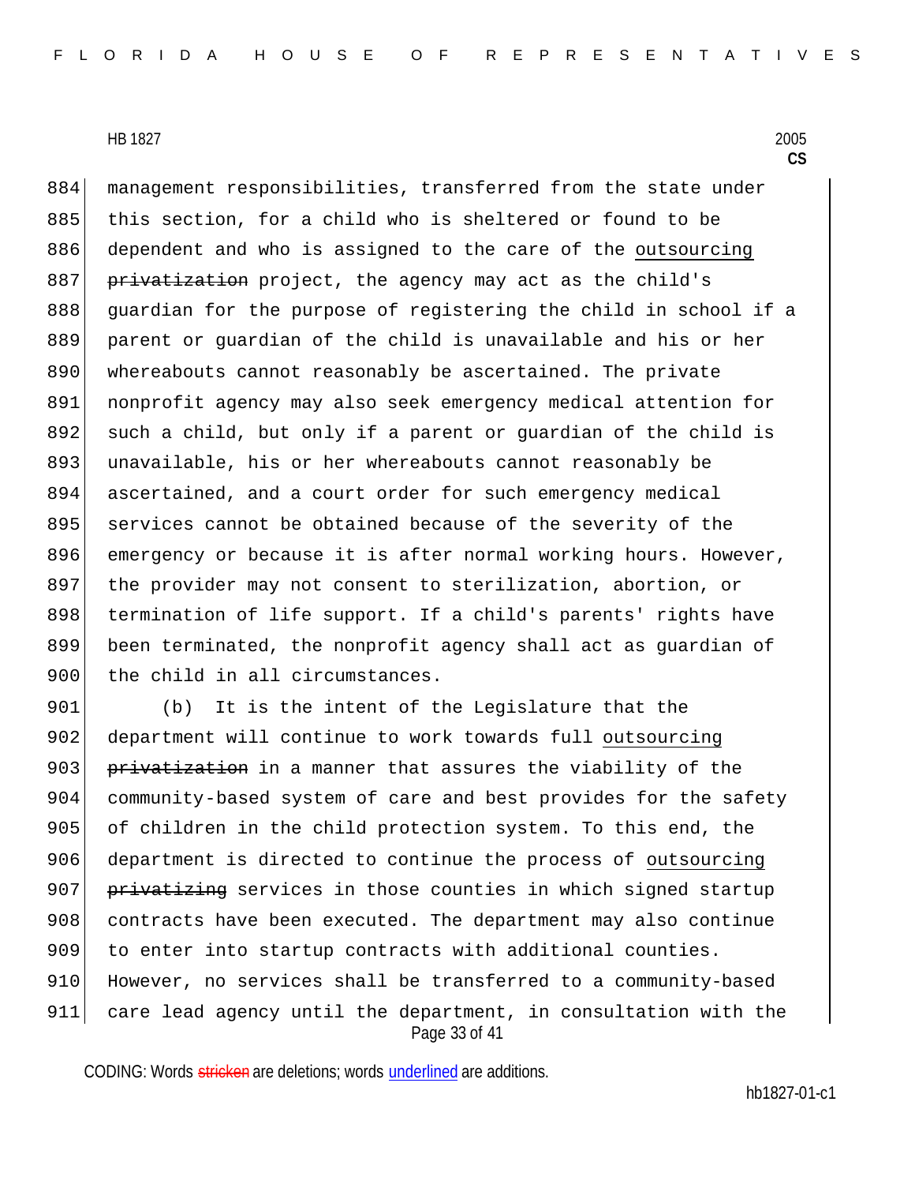management responsibilities, transferred from the state under this section, for a child who is sheltered or found to be dependent and who is assigned to the care of the <u>outsourcing</u> ~~privatization~~ project, the agency may act as the child's guardian for the purpose of registering the child in school if a parent or guardian of the child is unavailable and his or her whereabouts cannot reasonably be ascertained. The private nonprofit agency may also seek emergency medical attention for such a child, but only if a parent or guardian of the child is unavailable, his or her whereabouts cannot reasonably be ascertained, and a court order for such emergency medical services cannot be obtained because of the severity of the emergency or because it is after normal working hours. However, the provider may not consent to sterilization, abortion, or termination of life support. If a child's parents' rights have been terminated, the nonprofit agency shall act as guardian of the child in all circumstances.

(b) It is the intent of the Legislature that the department will continue to work towards full <u>outsourcing</u> ~~privatization~~ in a manner that assures the viability of the community-based system of care and best provides for the safety of children in the child protection system. To this end, the department is directed to continue the process of <u>outsourcing</u> ~~privatizing~~ services in those counties in which signed startup contracts have been executed. The department may also continue to enter into startup contracts with additional counties. However, no services shall be transferred to a community-based care lead agency until the department, in consultation with the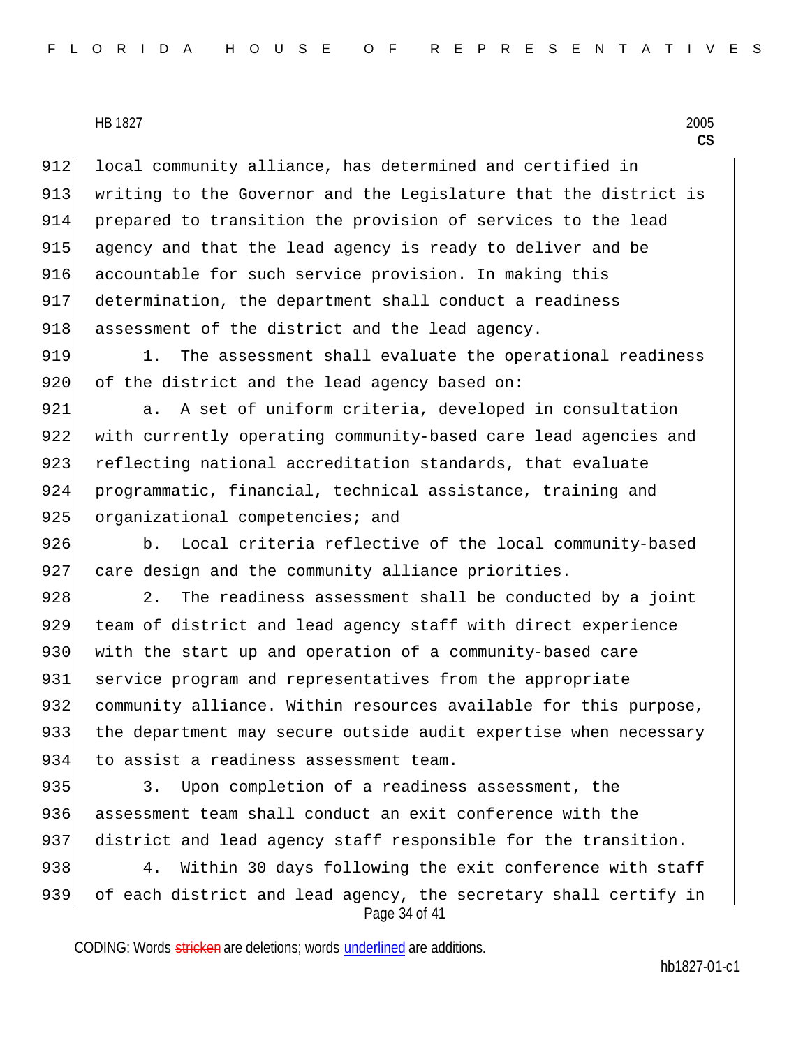local community alliance, has determined and certified in writing to the Governor and the Legislature that the district is prepared to transition the provision of services to the lead agency and that the lead agency is ready to deliver and be accountable for such service provision. In making this determination, the department shall conduct a readiness assessment of the district and the lead agency.

1. The assessment shall evaluate the operational readiness of the district and the lead agency based on:

a. A set of uniform criteria, developed in consultation with currently operating community-based care lead agencies and reflecting national accreditation standards, that evaluate programmatic, financial, technical assistance, training and organizational competencies; and

b. Local criteria reflective of the local community-based care design and the community alliance priorities.

2. The readiness assessment shall be conducted by a joint team of district and lead agency staff with direct experience with the start up and operation of a community-based care service program and representatives from the appropriate community alliance. Within resources available for this purpose, the department may secure outside audit expertise when necessary to assist a readiness assessment team.

3. Upon completion of a readiness assessment, the assessment team shall conduct an exit conference with the district and lead agency staff responsible for the transition.

4. Within 30 days following the exit conference with staff of each district and lead agency, the secretary shall certify in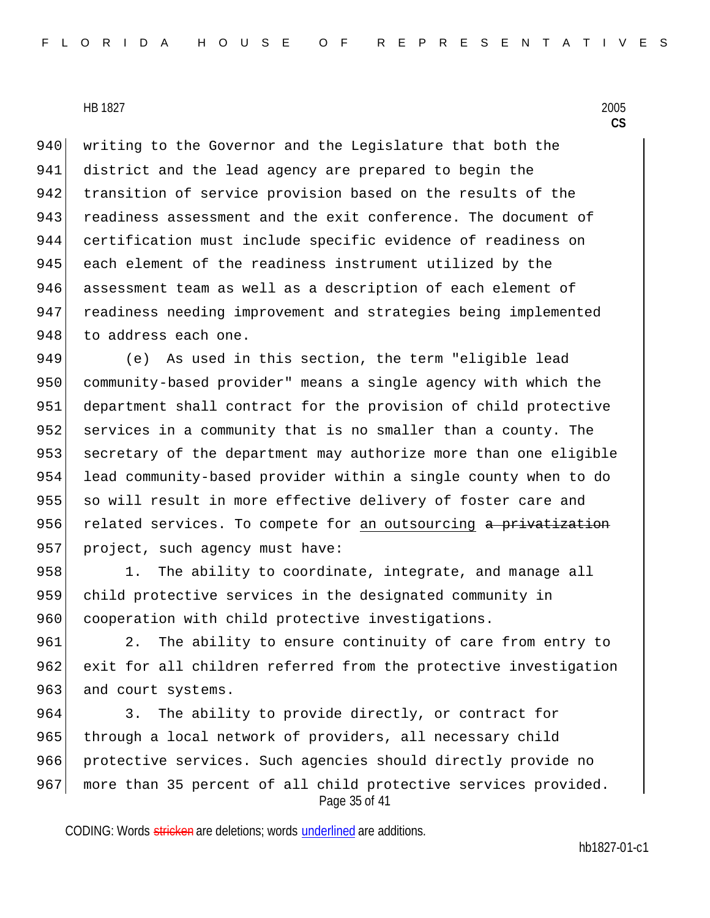writing to the Governor and the Legislature that both the district and the lead agency are prepared to begin the transition of service provision based on the results of the readiness assessment and the exit conference. The document of certification must include specific evidence of readiness on each element of the readiness instrument utilized by the assessment team as well as a description of each element of readiness needing improvement and strategies being implemented to address each one.

(e) As used in this section, the term "eligible lead community-based provider" means a single agency with which the department shall contract for the provision of child protective services in a community that is no smaller than a county. The secretary of the department may authorize more than one eligible lead community-based provider within a single county when to do so will result in more effective delivery of foster care and related services. To compete for <u>an outsourcing</u> ~~a privatization~~ project, such agency must have:

1. The ability to coordinate, integrate, and manage all child protective services in the designated community in cooperation with child protective investigations.

2. The ability to ensure continuity of care from entry to exit for all children referred from the protective investigation and court systems.

3. The ability to provide directly, or contract for through a local network of providers, all necessary child protective services. Such agencies should directly provide no more than 35 percent of all child protective services provided.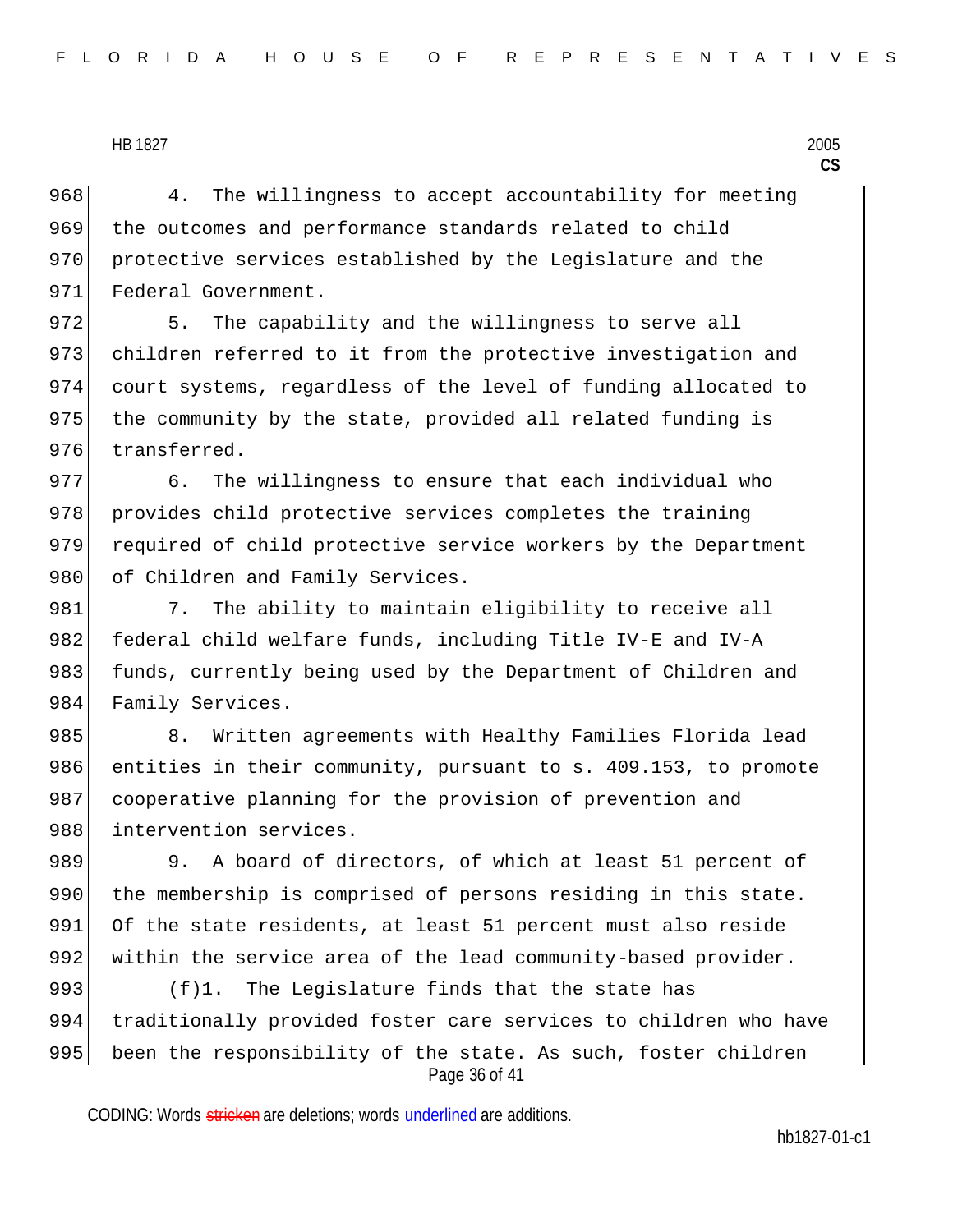4. The willingness to accept accountability for meeting the outcomes and performance standards related to child protective services established by the Legislature and the Federal Government.

5. The capability and the willingness to serve all children referred to it from the protective investigation and court systems, regardless of the level of funding allocated to the community by the state, provided all related funding is transferred.

6. The willingness to ensure that each individual who provides child protective services completes the training required of child protective service workers by the Department of Children and Family Services.

7. The ability to maintain eligibility to receive all federal child welfare funds, including Title IV-E and IV-A funds, currently being used by the Department of Children and Family Services.

8. Written agreements with Healthy Families Florida lead entities in their community, pursuant to s. 409.153, to promote cooperative planning for the provision of prevention and intervention services.

9. A board of directors, of which at least 51 percent of the membership is comprised of persons residing in this state. Of the state residents, at least 51 percent must also reside within the service area of the lead community-based provider.

(f)1. The Legislature finds that the state has traditionally provided foster care services to children who have been the responsibility of the state. As such, foster children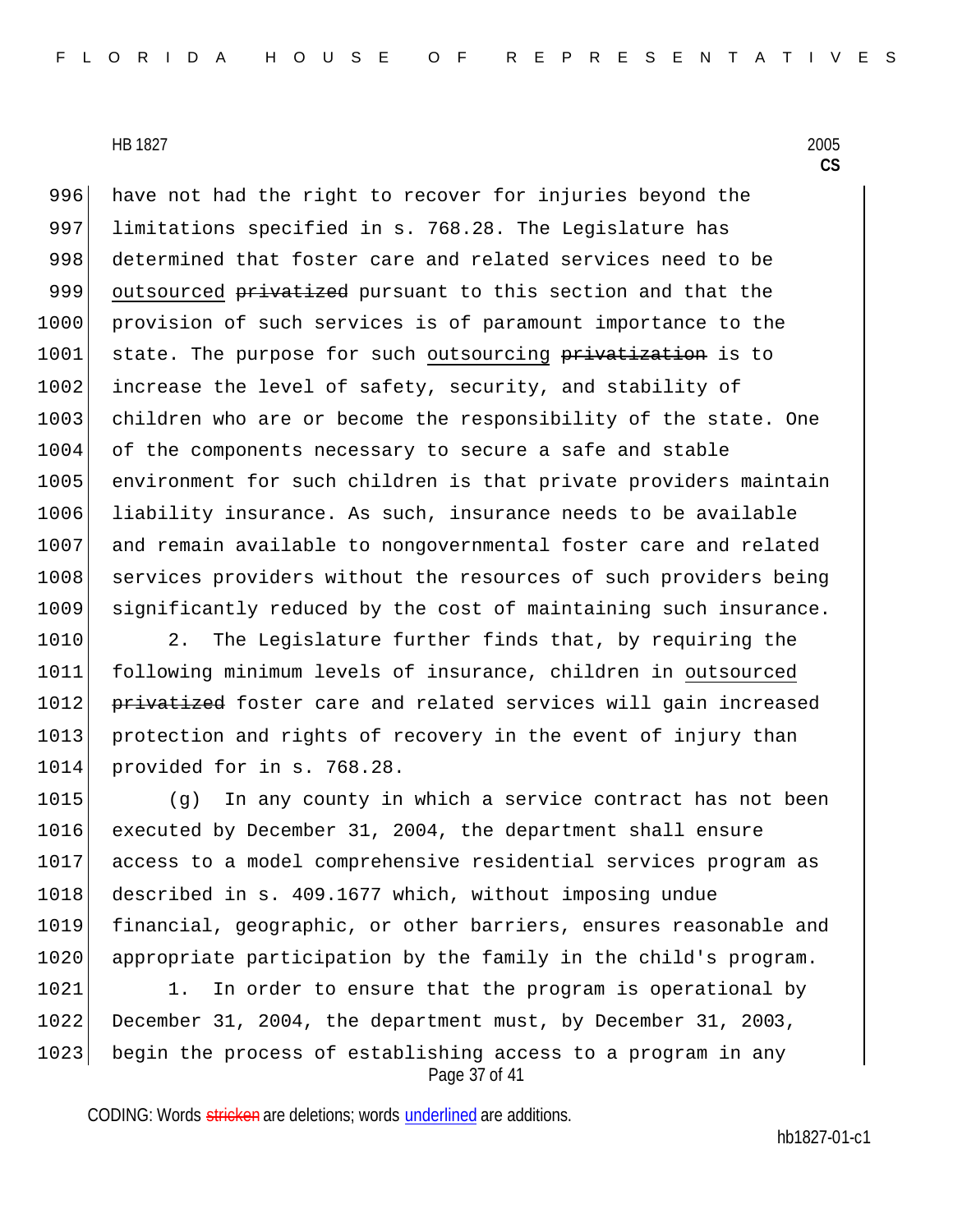have not had the right to recover for injuries beyond the limitations specified in s. 768.28. The Legislature has determined that foster care and related services need to be <u>outsourced</u> ~~privatized~~ pursuant to this section and that the provision of such services is of paramount importance to the state. The purpose for such <u>outsourcing</u> ~~privatization~~ is to increase the level of safety, security, and stability of children who are or become the responsibility of the state. One of the components necessary to secure a safe and stable environment for such children is that private providers maintain liability insurance. As such, insurance needs to be available and remain available to nongovernmental foster care and related services providers without the resources of such providers being significantly reduced by the cost of maintaining such insurance.

2. The Legislature further finds that, by requiring the following minimum levels of insurance, children in <u>outsourced</u> ~~privatized~~ foster care and related services will gain increased protection and rights of recovery in the event of injury than provided for in s. 768.28.

(g) In any county in which a service contract has not been executed by December 31, 2004, the department shall ensure access to a model comprehensive residential services program as described in s. 409.1677 which, without imposing undue financial, geographic, or other barriers, ensures reasonable and appropriate participation by the family in the child's program.

1. In order to ensure that the program is operational by December 31, 2004, the department must, by December 31, 2003, begin the process of establishing access to a program in any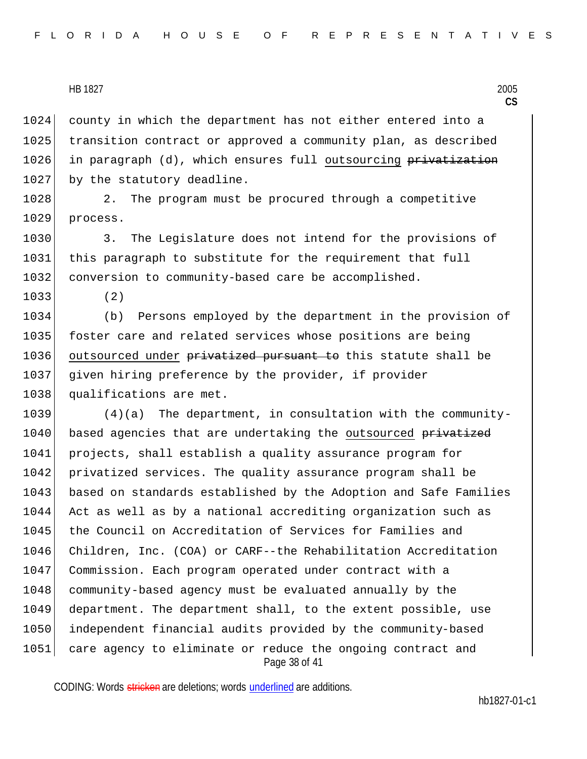1024 county in which the department has not either entered into a
1025 transition contract or approved a community plan, as described
1026 in paragraph (d), which ensures full <u>outsourcing</u> ~~privatization~~
1027 by the statutory deadline.

1028 2. The program must be procured through a competitive
1029 process.

1030 3. The Legislature does not intend for the provisions of
1031 this paragraph to substitute for the requirement that full
1032 conversion to community-based care be accomplished.

1033 (2)

1034 (b) Persons employed by the department in the provision of
1035 foster care and related services whose positions are being
1036 <u>outsourced under</u> ~~privatized pursuant to~~ this statute shall be
1037 given hiring preference by the provider, if provider
1038 qualifications are met.

1039 (4)(a) The department, in consultation with the community-
1040 based agencies that are undertaking the <u>outsourced</u> ~~privatized~~
1041 projects, shall establish a quality assurance program for
1042 privatized services. The quality assurance program shall be
1043 based on standards established by the Adoption and Safe Families
1044 Act as well as by a national accrediting organization such as
1045 the Council on Accreditation of Services for Families and
1046 Children, Inc. (COA) or CARF--the Rehabilitation Accreditation
1047 Commission. Each program operated under contract with a
1048 community-based agency must be evaluated annually by the
1049 department. The department shall, to the extent possible, use
1050 independent financial audits provided by the community-based
1051 care agency to eliminate or reduce the ongoing contract and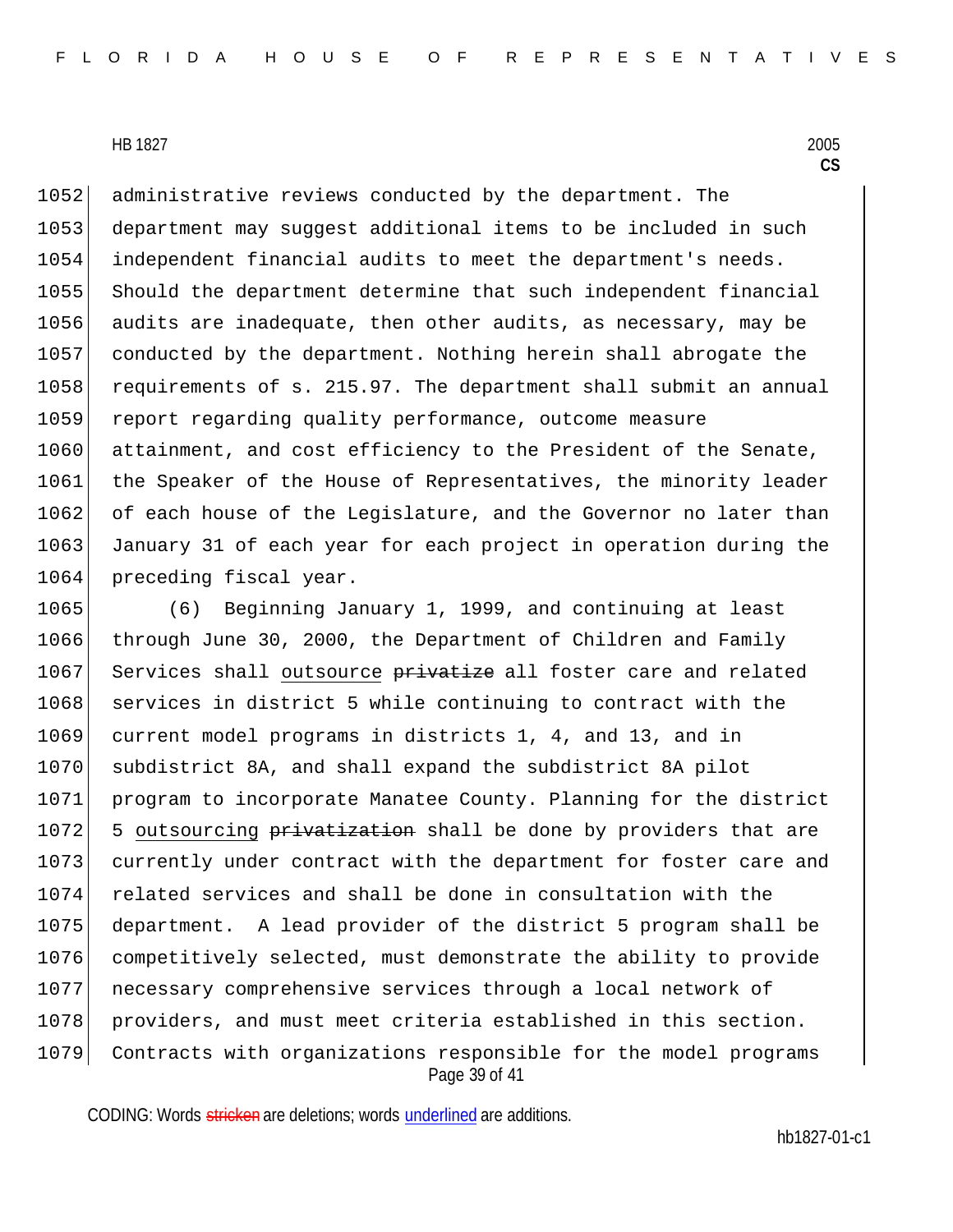administrative reviews conducted by the department. The department may suggest additional items to be included in such independent financial audits to meet the department's needs. Should the department determine that such independent financial audits are inadequate, then other audits, as necessary, may be conducted by the department. Nothing herein shall abrogate the requirements of s. 215.97. The department shall submit an annual report regarding quality performance, outcome measure attainment, and cost efficiency to the President of the Senate, the Speaker of the House of Representatives, the minority leader of each house of the Legislature, and the Governor no later than January 31 of each year for each project in operation during the preceding fiscal year.

(6) Beginning January 1, 1999, and continuing at least through June 30, 2000, the Department of Children and Family Services shall outsource ~~privatize~~ all foster care and related services in district 5 while continuing to contract with the current model programs in districts 1, 4, and 13, and in subdistrict 8A, and shall expand the subdistrict 8A pilot program to incorporate Manatee County. Planning for the district 5 outsourcing ~~privatization~~ shall be done by providers that are currently under contract with the department for foster care and related services and shall be done in consultation with the department. A lead provider of the district 5 program shall be competitively selected, must demonstrate the ability to provide necessary comprehensive services through a local network of providers, and must meet criteria established in this section. Contracts with organizations responsible for the model programs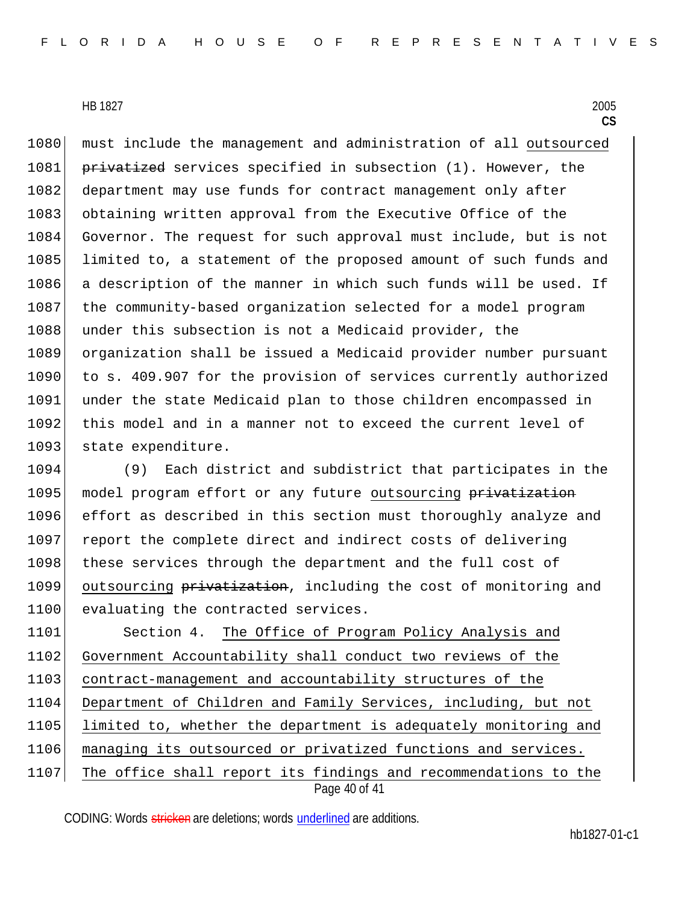1080 must include the management and administration of all <u>outsourced</u>
1081 ~~privatized~~ services specified in subsection (1). However, the
1082 department may use funds for contract management only after
1083 obtaining written approval from the Executive Office of the
1084 Governor. The request for such approval must include, but is not
1085 limited to, a statement of the proposed amount of such funds and
1086 a description of the manner in which such funds will be used. If
1087 the community-based organization selected for a model program
1088 under this subsection is not a Medicaid provider, the
1089 organization shall be issued a Medicaid provider number pursuant
1090 to s. 409.907 for the provision of services currently authorized
1091 under the state Medicaid plan to those children encompassed in
1092 this model and in a manner not to exceed the current level of
1093 state expenditure.

1094 (9) Each district and subdistrict that participates in the
1095 model program effort or any future <u>outsourcing</u> ~~privatization~~
1096 effort as described in this section must thoroughly analyze and
1097 report the complete direct and indirect costs of delivering
1098 these services through the department and the full cost of
1099 <u>outsourcing</u> ~~privatization~~, including the cost of monitoring and
1100 evaluating the contracted services.

1101 Section 4. <u>The Office of Program Policy Analysis and</u>
1102 <u>Government Accountability shall conduct two reviews of the</u>
1103 <u>contract-management and accountability structures of the</u>
1104 <u>Department of Children and Family Services, including, but not</u>
1105 <u>limited to, whether the department is adequately monitoring and</u>
1106 <u>managing its outsourced or privatized functions and services.</u>
1107 <u>The office shall report its findings and recommendations to the</u>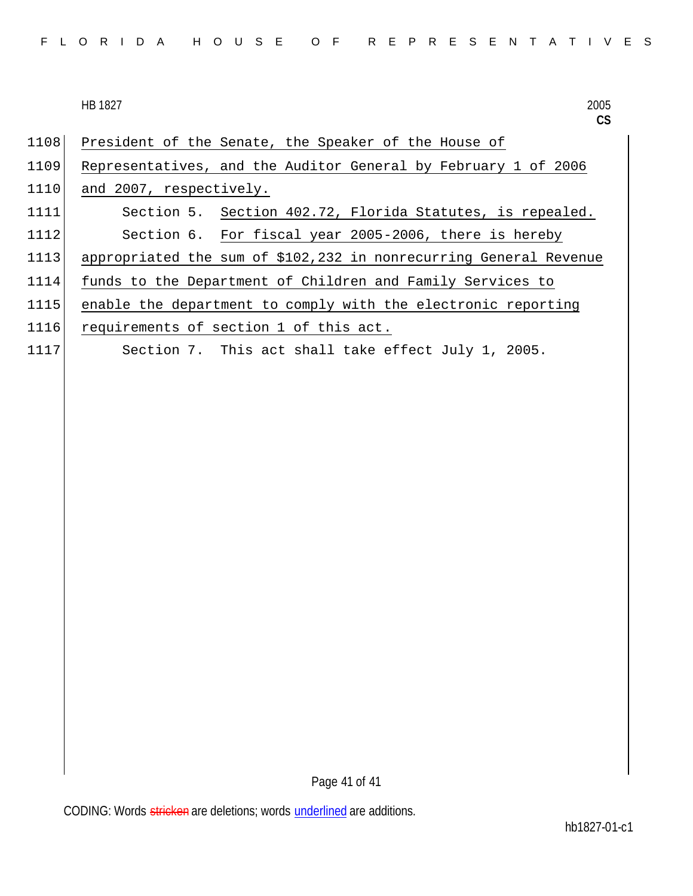President of the Senate, the Speaker of the House of Representatives, and the Auditor General by February 1 of 2006 and 2007, respectively.

Section 5. Section 402.72, Florida Statutes, is repealed.

Section 6. For fiscal year 2005-2006, there is hereby appropriated the sum of $102,232 in nonrecurring General Revenue funds to the Department of Children and Family Services to enable the department to comply with the electronic reporting requirements of section 1 of this act.

Section 7. This act shall take effect July 1, 2005.